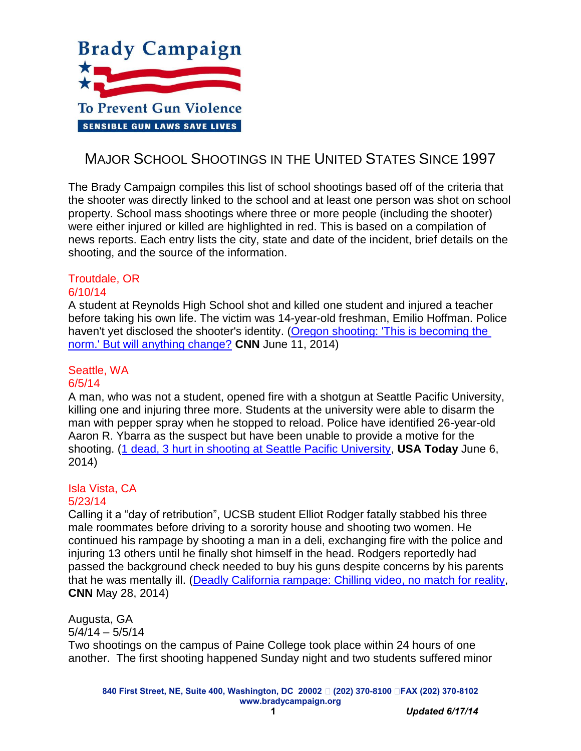Brady Campaign

To Prevent Gun Violence

SENSIBLE GUN LAWS SAVE LIVES

# MAJOR SCHOOL SHOOTINGS IN THE UNITED STATES SINCE 1997

The Brady Campaign compiles this list of school shootings based off of the criteria that the shooter was directly linked to the school and at least one person was shot on school property. School mass shootings where three or more people (including the shooter) were either injured or killed are highlighted in red. This is based on a compilation of news reports. Each entry lists the city, state and date of the incident, brief details on the shooting, and the source of the information.

Troutdale, OR
6/10/14
A student at Reynolds High School shot and killed one student and injured a teacher before taking his own life. The victim was 14-year-old freshman, Emilio Hoffman. Police haven't yet disclosed the shooter's identity. (Oregon shooting: 'This is becoming the norm.' But will anything change? **CNN** June 11, 2014)

Seattle, WA
6/5/14
A man, who was not a student, opened fire with a shotgun at Seattle Pacific University, killing one and injuring three more. Students at the university were able to disarm the man with pepper spray when he stopped to reload. Police have identified 26-year-old Aaron R. Ybarra as the suspect but have been unable to provide a motive for the shooting. (1 dead, 3 hurt in shooting at Seattle Pacific University, **USA Today** June 6, 2014)

Isla Vista, CA
5/23/14
Calling it a "day of retribution", UCSB student Elliot Rodger fatally stabbed his three male roommates before driving to a sorority house and shooting two women. He continued his rampage by shooting a man in a deli, exchanging fire with the police and injuring 13 others until he finally shot himself in the head. Rodgers reportedly had passed the background check needed to buy his guns despite concerns by his parents that he was mentally ill. (Deadly California rampage: Chilling video, no match for reality, **CNN** May 28, 2014)

Augusta, GA
5/4/14 – 5/5/14
Two shootings on the campus of Paine College took place within 24 hours of one another. The first shooting happened Sunday night and two students suffered minor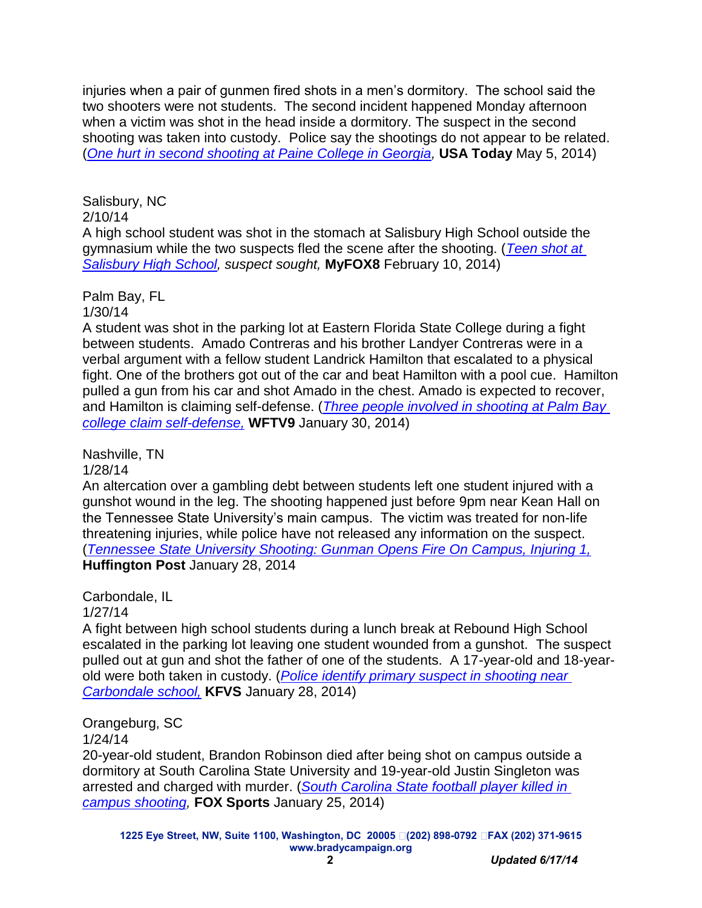injuries when a pair of gunmen fired shots in a men's dormitory. The school said the two shooters were not students. The second incident happened Monday afternoon when a victim was shot in the head inside a dormitory. The suspect in the second shooting was taken into custody. Police say the shootings do not appear to be related. (*One hurt in second shooting at Paine College in Georgia,* **USA Today** May 5, 2014)

Salisbury, NC
2/10/14
A high school student was shot in the stomach at Salisbury High School outside the gymnasium while the two suspects fled the scene after the shooting. (*Teen shot at Salisbury High School, suspect sought,* **MyFOX8** February 10, 2014)

Palm Bay, FL
1/30/14
A student was shot in the parking lot at Eastern Florida State College during a fight between students. Amado Contreras and his brother Landyer Contreras were in a verbal argument with a fellow student Landrick Hamilton that escalated to a physical fight. One of the brothers got out of the car and beat Hamilton with a pool cue. Hamilton pulled a gun from his car and shot Amado in the chest. Amado is expected to recover, and Hamilton is claiming self-defense. (*Three people involved in shooting at Palm Bay college claim self-defense,* **WFTV9** January 30, 2014)

Nashville, TN
1/28/14
An altercation over a gambling debt between students left one student injured with a gunshot wound in the leg. The shooting happened just before 9pm near Kean Hall on the Tennessee State University's main campus. The victim was treated for non-life threatening injuries, while police have not released any information on the suspect. (*Tennessee State University Shooting: Gunman Opens Fire On Campus, Injuring 1,* **Huffington Post** January 28, 2014

Carbondale, IL
1/27/14
A fight between high school students during a lunch break at Rebound High School escalated in the parking lot leaving one student wounded from a gunshot. The suspect pulled out at gun and shot the father of one of the students. A 17-year-old and 18-year-old were both taken in custody. (*Police identify primary suspect in shooting near Carbondale school,* **KFVS** January 28, 2014)

Orangeburg, SC
1/24/14
20-year-old student, Brandon Robinson died after being shot on campus outside a dormitory at South Carolina State University and 19-year-old Justin Singleton was arrested and charged with murder. (*South Carolina State football player killed in campus shooting,* **FOX Sports** January 25, 2014)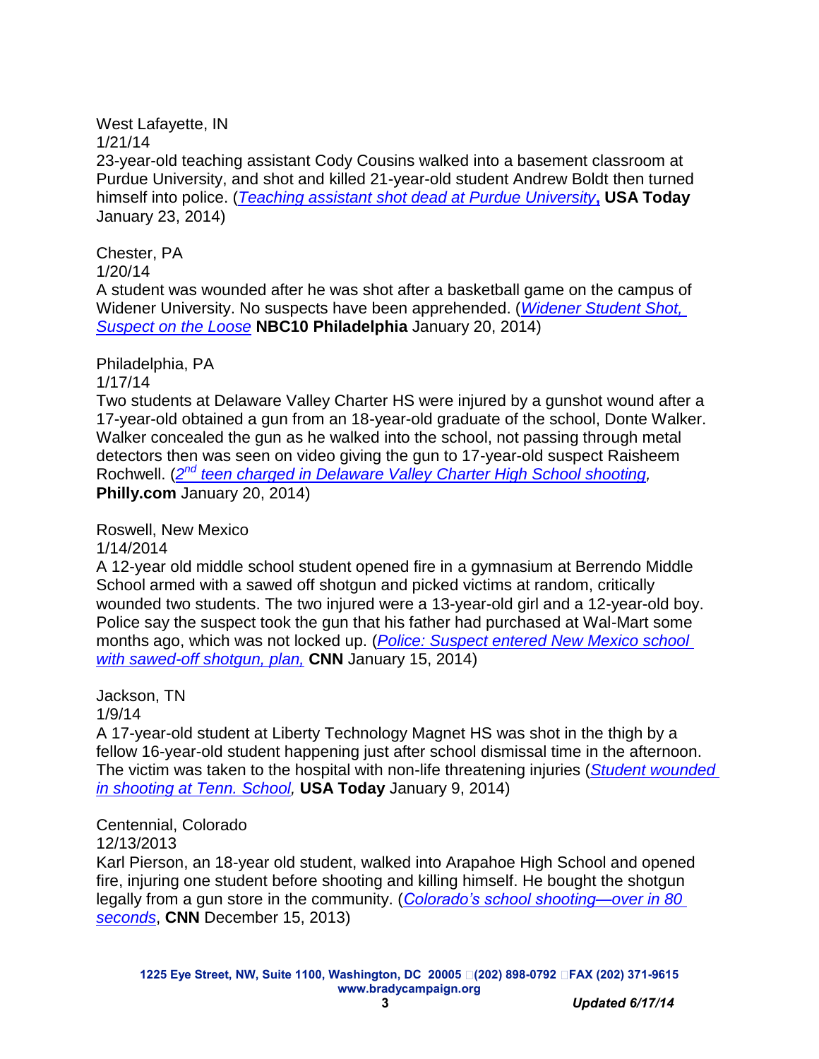West Lafayette, IN
1/21/14
23-year-old teaching assistant Cody Cousins walked into a basement classroom at Purdue University, and shot and killed 21-year-old student Andrew Boldt then turned himself into police. (*Teaching assistant shot dead at Purdue University*, **USA Today** January 23, 2014)

Chester, PA
1/20/14
A student was wounded after he was shot after a basketball game on the campus of Widener University. No suspects have been apprehended. (*Widener Student Shot, Suspect on the Loose* **NBC10 Philadelphia** January 20, 2014)

Philadelphia, PA
1/17/14
Two students at Delaware Valley Charter HS were injured by a gunshot wound after a 17-year-old obtained a gun from an 18-year-old graduate of the school, Donte Walker. Walker concealed the gun as he walked into the school, not passing through metal detectors then was seen on video giving the gun to 17-year-old suspect Raisheem Rochwell. (*2nd teen charged in Delaware Valley Charter High School shooting,* **Philly.com** January 20, 2014)

Roswell, New Mexico
1/14/2014
A 12-year old middle school student opened fire in a gymnasium at Berrendo Middle School armed with a sawed off shotgun and picked victims at random, critically wounded two students. The two injured were a 13-year-old girl and a 12-year-old boy. Police say the suspect took the gun that his father had purchased at Wal-Mart some months ago, which was not locked up. (*Police: Suspect entered New Mexico school with sawed-off shotgun, plan,* **CNN** January 15, 2014)

Jackson, TN
1/9/14
A 17-year-old student at Liberty Technology Magnet HS was shot in the thigh by a fellow 16-year-old student happening just after school dismissal time in the afternoon. The victim was taken to the hospital with non-life threatening injuries (*Student wounded in shooting at Tenn. School,* **USA Today** January 9, 2014)

Centennial, Colorado
12/13/2013
Karl Pierson, an 18-year old student, walked into Arapahoe High School and opened fire, injuring one student before shooting and killing himself. He bought the shotgun legally from a gun store in the community. (*Colorado's school shooting—over in 80 seconds*, **CNN** December 15, 2013)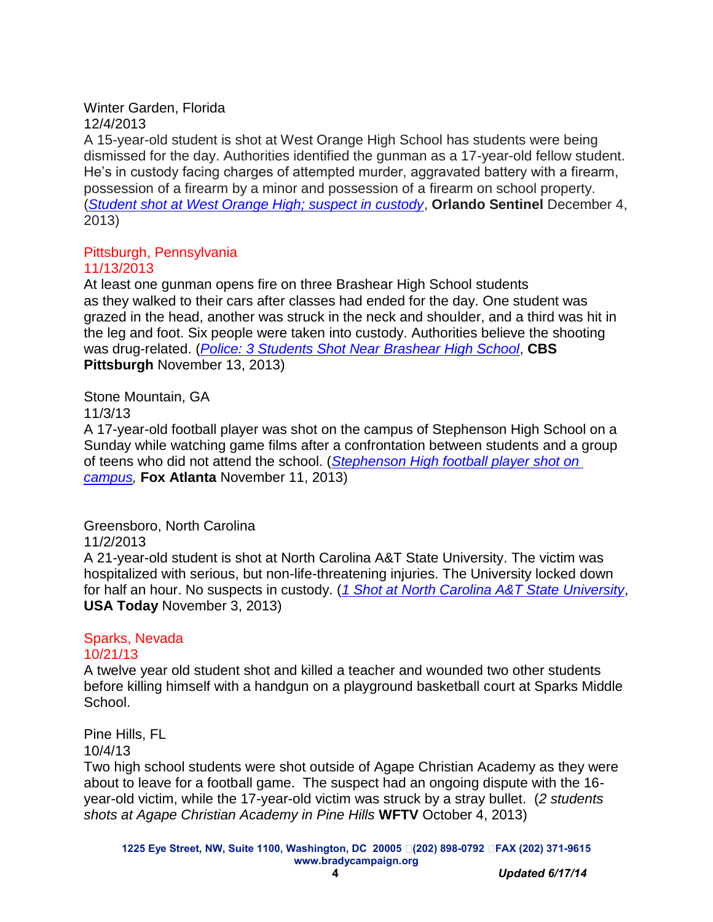Winter Garden, Florida
12/4/2013
A 15-year-old student is shot at West Orange High School has students were being dismissed for the day. Authorities identified the gunman as a 17-year-old fellow student. He's in custody facing charges of attempted murder, aggravated battery with a firearm, possession of a firearm by a minor and possession of a firearm on school property. (*Student shot at West Orange High; suspect in custody*, **Orlando Sentinel** December 4, 2013)

Pittsburgh, Pennsylvania
11/13/2013
At least one gunman opens fire on three Brashear High School students as they walked to their cars after classes had ended for the day. One student was grazed in the head, another was struck in the neck and shoulder, and a third was hit in the leg and foot. Six people were taken into custody. Authorities believe the shooting was drug-related. (*Police: 3 Students Shot Near Brashear High School*, **CBS Pittsburgh** November 13, 2013)

Stone Mountain, GA
11/3/13
A 17-year-old football player was shot on the campus of Stephenson High School on a Sunday while watching game films after a confrontation between students and a group of teens who did not attend the school. (*Stephenson High football player shot on campus,* **Fox Atlanta** November 11, 2013)

Greensboro, North Carolina
11/2/2013
A 21-year-old student is shot at North Carolina A&T State University. The victim was hospitalized with serious, but non-life-threatening injuries. The University locked down for half an hour. No suspects in custody. (*1 Shot at North Carolina A&T State University*, **USA Today** November 3, 2013)

Sparks, Nevada
10/21/13
A twelve year old student shot and killed a teacher and wounded two other students before killing himself with a handgun on a playground basketball court at Sparks Middle School.

Pine Hills, FL
10/4/13
Two high school students were shot outside of Agape Christian Academy as they were about to leave for a football game. The suspect had an ongoing dispute with the 16-year-old victim, while the 17-year-old victim was struck by a stray bullet. (*2 students shots at Agape Christian Academy in Pine Hills* **WFTV** October 4, 2013)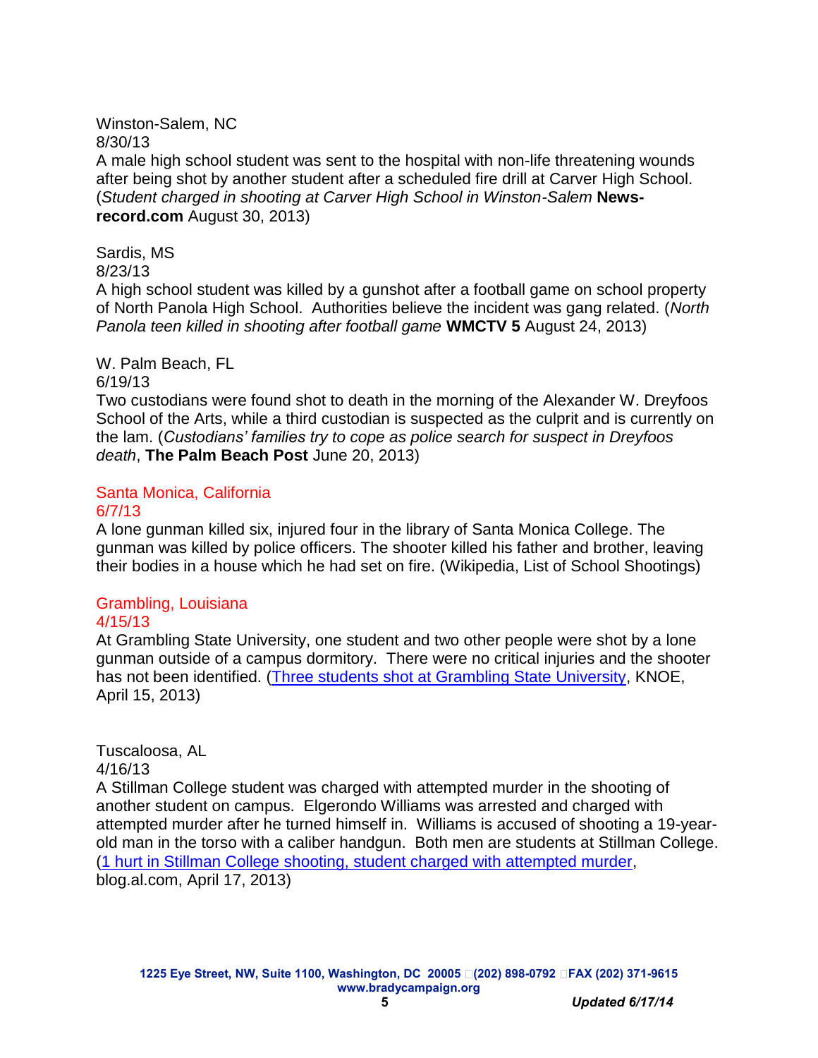Winston-Salem, NC
8/30/13
A male high school student was sent to the hospital with non-life threatening wounds after being shot by another student after a scheduled fire drill at Carver High School. (*Student charged in shooting at Carver High School in Winston-Salem* **News-record.com** August 30, 2013)

Sardis, MS
8/23/13
A high school student was killed by a gunshot after a football game on school property of North Panola High School. Authorities believe the incident was gang related. (*North Panola teen killed in shooting after football game* **WMCTV 5** August 24, 2013)

W. Palm Beach, FL
6/19/13
Two custodians were found shot to death in the morning of the Alexander W. Dreyfoos School of the Arts, while a third custodian is suspected as the culprit and is currently on the lam. (*Custodians' families try to cope as police search for suspect in Dreyfoos death*, **The Palm Beach Post** June 20, 2013)

Santa Monica, California
6/7/13
A lone gunman killed six, injured four in the library of Santa Monica College. The gunman was killed by police officers. The shooter killed his father and brother, leaving their bodies in a house which he had set on fire. (Wikipedia, List of School Shootings)

Grambling, Louisiana
4/15/13
At Grambling State University, one student and two other people were shot by a lone gunman outside of a campus dormitory. There were no critical injuries and the shooter has not been identified. (Three students shot at Grambling State University, KNOE, April 15, 2013)

Tuscaloosa, AL
4/16/13
A Stillman College student was charged with attempted murder in the shooting of another student on campus. Elgerondo Williams was arrested and charged with attempted murder after he turned himself in. Williams is accused of shooting a 19-year-old man in the torso with a caliber handgun. Both men are students at Stillman College. (1 hurt in Stillman College shooting, student charged with attempted murder, blog.al.com, April 17, 2013)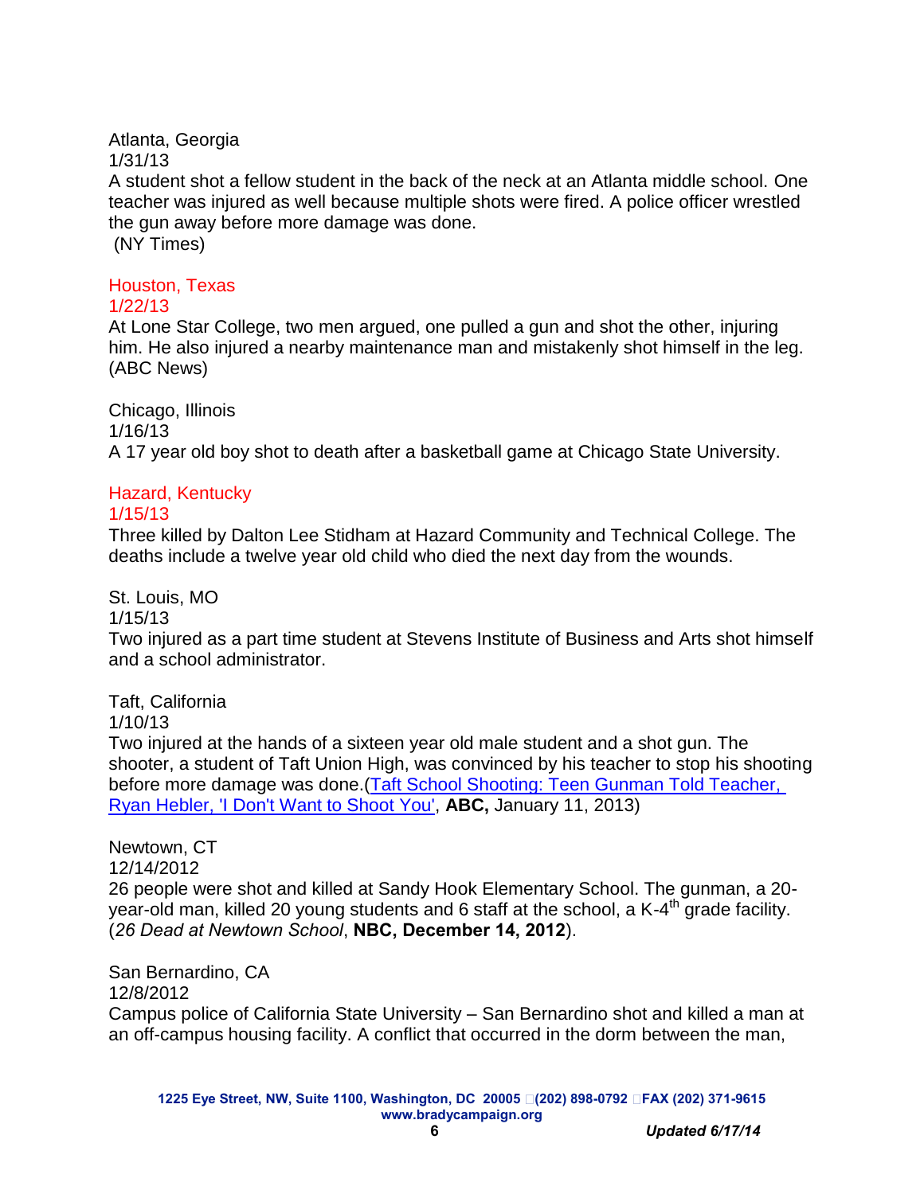Atlanta, Georgia
1/31/13
A student shot a fellow student in the back of the neck at an Atlanta middle school. One teacher was injured as well because multiple shots were fired. A police officer wrestled the gun away before more damage was done.
(NY Times)

Houston, Texas
1/22/13
At Lone Star College, two men argued, one pulled a gun and shot the other, injuring him. He also injured a nearby maintenance man and mistakenly shot himself in the leg. (ABC News)

Chicago, Illinois
1/16/13
A 17 year old boy shot to death after a basketball game at Chicago State University.

Hazard, Kentucky
1/15/13
Three killed by Dalton Lee Stidham at Hazard Community and Technical College. The deaths include a twelve year old child who died the next day from the wounds.

St. Louis, MO
1/15/13
Two injured as a part time student at Stevens Institute of Business and Arts shot himself and a school administrator.

Taft, California
1/10/13
Two injured at the hands of a sixteen year old male student and a shot gun. The shooter, a student of Taft Union High, was convinced by his teacher to stop his shooting before more damage was done.(Taft School Shooting: Teen Gunman Told Teacher, Ryan Hebler, 'I Don't Want to Shoot You', **ABC,** January 11, 2013)

Newtown, CT
12/14/2012
26 people were shot and killed at Sandy Hook Elementary School. The gunman, a 20-year-old man, killed 20 young students and 6 staff at the school, a K-4th grade facility. (*26 Dead at Newtown School*, **NBC, December 14, 2012**).

San Bernardino, CA
12/8/2012
Campus police of California State University – San Bernardino shot and killed a man at an off-campus housing facility. A conflict that occurred in the dorm between the man,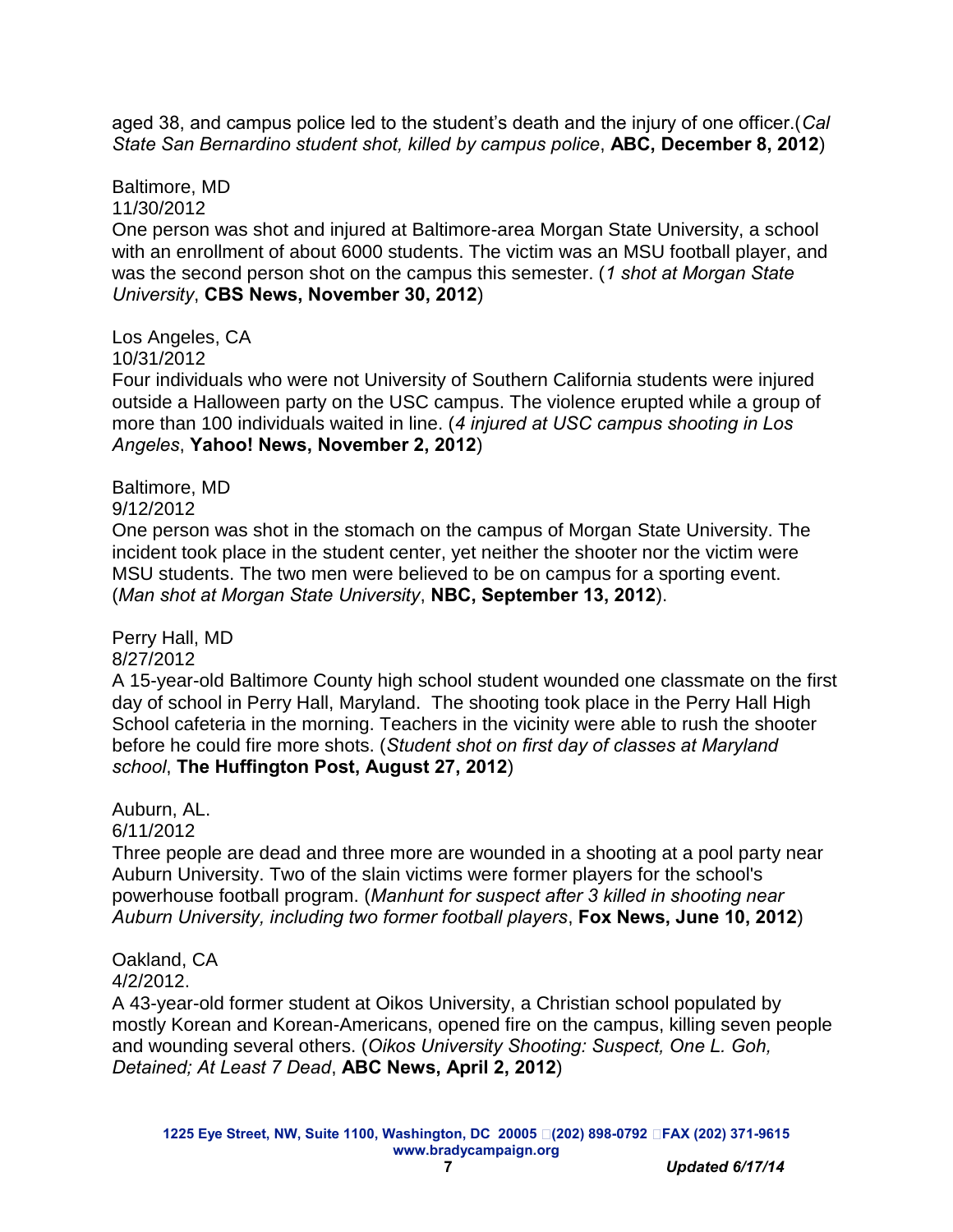aged 38, and campus police led to the student's death and the injury of one officer.(*Cal State San Bernardino student shot, killed by campus police*, **ABC, December 8, 2012**)

Baltimore, MD
11/30/2012
One person was shot and injured at Baltimore-area Morgan State University, a school with an enrollment of about 6000 students. The victim was an MSU football player, and was the second person shot on the campus this semester. (*1 shot at Morgan State University*, **CBS News, November 30, 2012**)

Los Angeles, CA
10/31/2012
Four individuals who were not University of Southern California students were injured outside a Halloween party on the USC campus. The violence erupted while a group of more than 100 individuals waited in line. (*4 injured at USC campus shooting in Los Angeles*, **Yahoo! News, November 2, 2012**)

Baltimore, MD
9/12/2012
One person was shot in the stomach on the campus of Morgan State University. The incident took place in the student center, yet neither the shooter nor the victim were MSU students. The two men were believed to be on campus for a sporting event. (*Man shot at Morgan State University*, **NBC, September 13, 2012**).

Perry Hall, MD
8/27/2012
A 15-year-old Baltimore County high school student wounded one classmate on the first day of school in Perry Hall, Maryland. The shooting took place in the Perry Hall High School cafeteria in the morning. Teachers in the vicinity were able to rush the shooter before he could fire more shots. (*Student shot on first day of classes at Maryland school*, **The Huffington Post, August 27, 2012**)

Auburn, AL.
6/11/2012
Three people are dead and three more are wounded in a shooting at a pool party near Auburn University. Two of the slain victims were former players for the school's powerhouse football program. (*Manhunt for suspect after 3 killed in shooting near Auburn University, including two former football players*, **Fox News, June 10, 2012**)

Oakland, CA
4/2/2012.
A 43-year-old former student at Oikos University, a Christian school populated by mostly Korean and Korean-Americans, opened fire on the campus, killing seven people and wounding several others. (*Oikos University Shooting: Suspect, One L. Goh, Detained; At Least 7 Dead*, **ABC News, April 2, 2012**)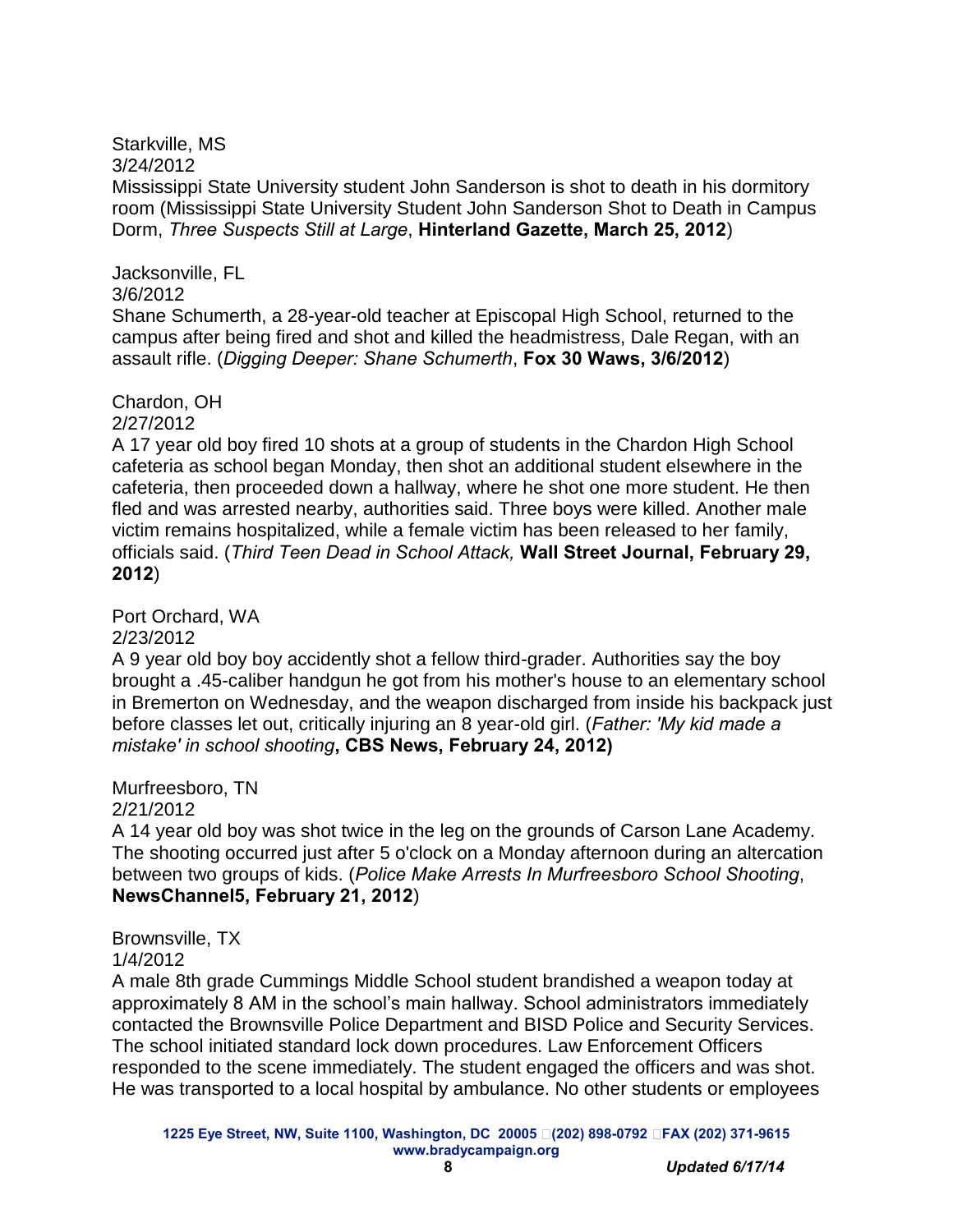Starkville, MS
3/24/2012
Mississippi State University student John Sanderson is shot to death in his dormitory room (Mississippi State University Student John Sanderson Shot to Death in Campus Dorm, *Three Suspects Still at Large*, **Hinterland Gazette, March 25, 2012**)

Jacksonville, FL
3/6/2012
Shane Schumerth, a 28-year-old teacher at Episcopal High School, returned to the campus after being fired and shot and killed the headmistress, Dale Regan, with an assault rifle. (*Digging Deeper: Shane Schumerth*, **Fox 30 Waws, 3/6/2012**)

Chardon, OH
2/27/2012
A 17 year old boy fired 10 shots at a group of students in the Chardon High School cafeteria as school began Monday, then shot an additional student elsewhere in the cafeteria, then proceeded down a hallway, where he shot one more student. He then fled and was arrested nearby, authorities said. Three boys were killed. Another male victim remains hospitalized, while a female victim has been released to her family, officials said. (*Third Teen Dead in School Attack,* **Wall Street Journal, February 29, 2012**)

Port Orchard, WA
2/23/2012
A 9 year old boy boy accidently shot a fellow third-grader. Authorities say the boy brought a .45-caliber handgun he got from his mother's house to an elementary school in Bremerton on Wednesday, and the weapon discharged from inside his backpack just before classes let out, critically injuring an 8 year-old girl. (*Father: 'My kid made a mistake' in school shooting***, CBS News, February 24, 2012)**

Murfreesboro, TN
2/21/2012
A 14 year old boy was shot twice in the leg on the grounds of Carson Lane Academy. The shooting occurred just after 5 o'clock on a Monday afternoon during an altercation between two groups of kids. (*Police Make Arrests In Murfreesboro School Shooting*, **NewsChannel5, February 21, 2012**)

Brownsville, TX
1/4/2012
A male 8th grade Cummings Middle School student brandished a weapon today at approximately 8 AM in the school's main hallway. School administrators immediately contacted the Brownsville Police Department and BISD Police and Security Services. The school initiated standard lock down procedures. Law Enforcement Officers responded to the scene immediately. The student engaged the officers and was shot. He was transported to a local hospital by ambulance. No other students or employees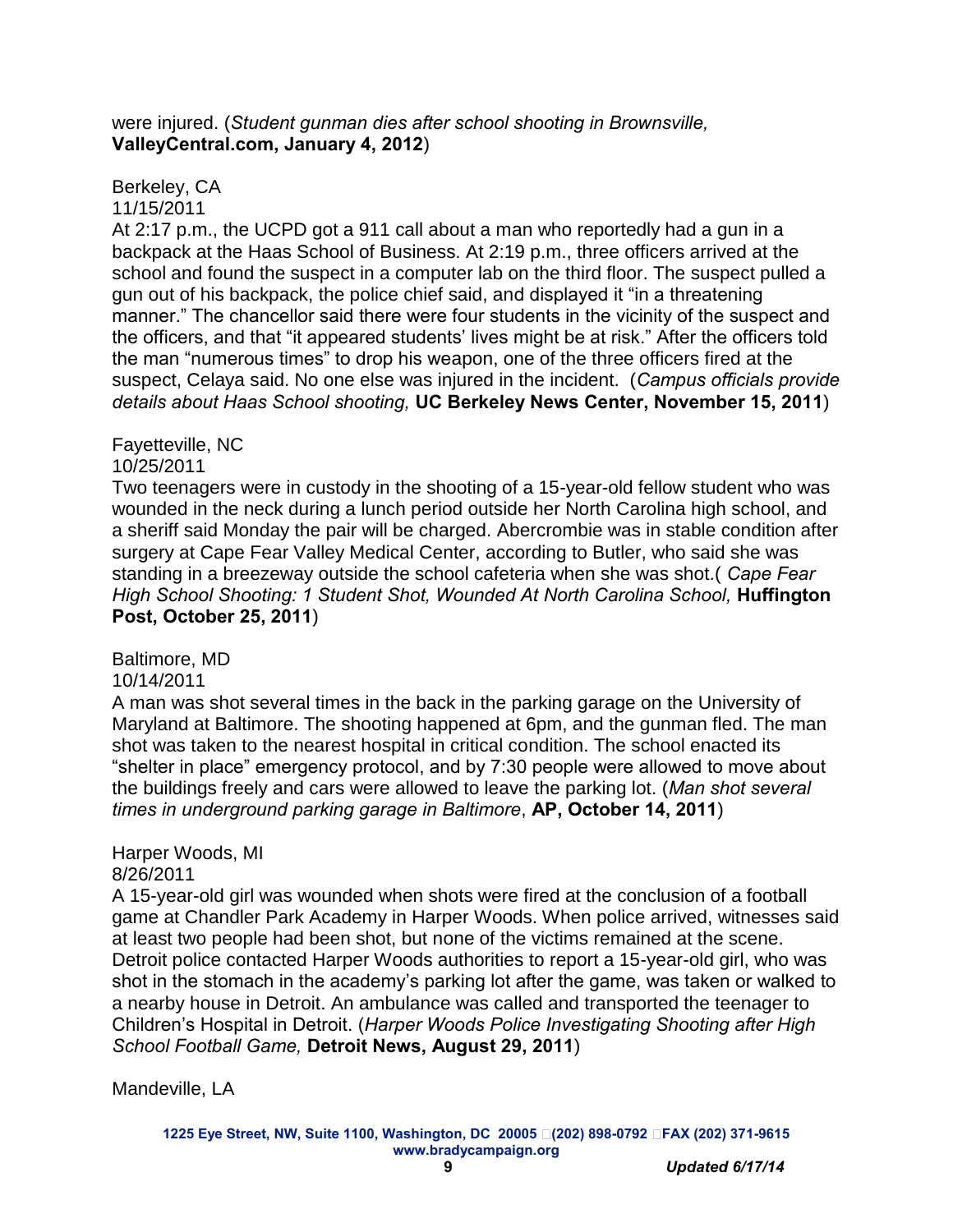were injured. (*Student gunman dies after school shooting in Brownsville,* **ValleyCentral.com, January 4, 2012**)

Berkeley, CA
11/15/2011
At 2:17 p.m., the UCPD got a 911 call about a man who reportedly had a gun in a backpack at the Haas School of Business. At 2:19 p.m., three officers arrived at the school and found the suspect in a computer lab on the third floor. The suspect pulled a gun out of his backpack, the police chief said, and displayed it "in a threatening manner." The chancellor said there were four students in the vicinity of the suspect and the officers, and that "it appeared students' lives might be at risk." After the officers told the man "numerous times" to drop his weapon, one of the three officers fired at the suspect, Celaya said. No one else was injured in the incident. (*Campus officials provide details about Haas School shooting,* **UC Berkeley News Center, November 15, 2011**)

Fayetteville, NC
10/25/2011
Two teenagers were in custody in the shooting of a 15-year-old fellow student who was wounded in the neck during a lunch period outside her North Carolina high school, and a sheriff said Monday the pair will be charged. Abercrombie was in stable condition after surgery at Cape Fear Valley Medical Center, according to Butler, who said she was standing in a breezeway outside the school cafeteria when she was shot.( *Cape Fear High School Shooting: 1 Student Shot, Wounded At North Carolina School,* **Huffington Post, October 25, 2011**)

Baltimore, MD
10/14/2011
A man was shot several times in the back in the parking garage on the University of Maryland at Baltimore. The shooting happened at 6pm, and the gunman fled. The man shot was taken to the nearest hospital in critical condition. The school enacted its "shelter in place" emergency protocol, and by 7:30 people were allowed to move about the buildings freely and cars were allowed to leave the parking lot. (*Man shot several times in underground parking garage in Baltimore*, **AP, October 14, 2011**)

Harper Woods, MI
8/26/2011
A 15-year-old girl was wounded when shots were fired at the conclusion of a football game at Chandler Park Academy in Harper Woods. When police arrived, witnesses said at least two people had been shot, but none of the victims remained at the scene. Detroit police contacted Harper Woods authorities to report a 15-year-old girl, who was shot in the stomach in the academy's parking lot after the game, was taken or walked to a nearby house in Detroit. An ambulance was called and transported the teenager to Children's Hospital in Detroit. (*Harper Woods Police Investigating Shooting after High School Football Game,* **Detroit News, August 29, 2011**)

Mandeville, LA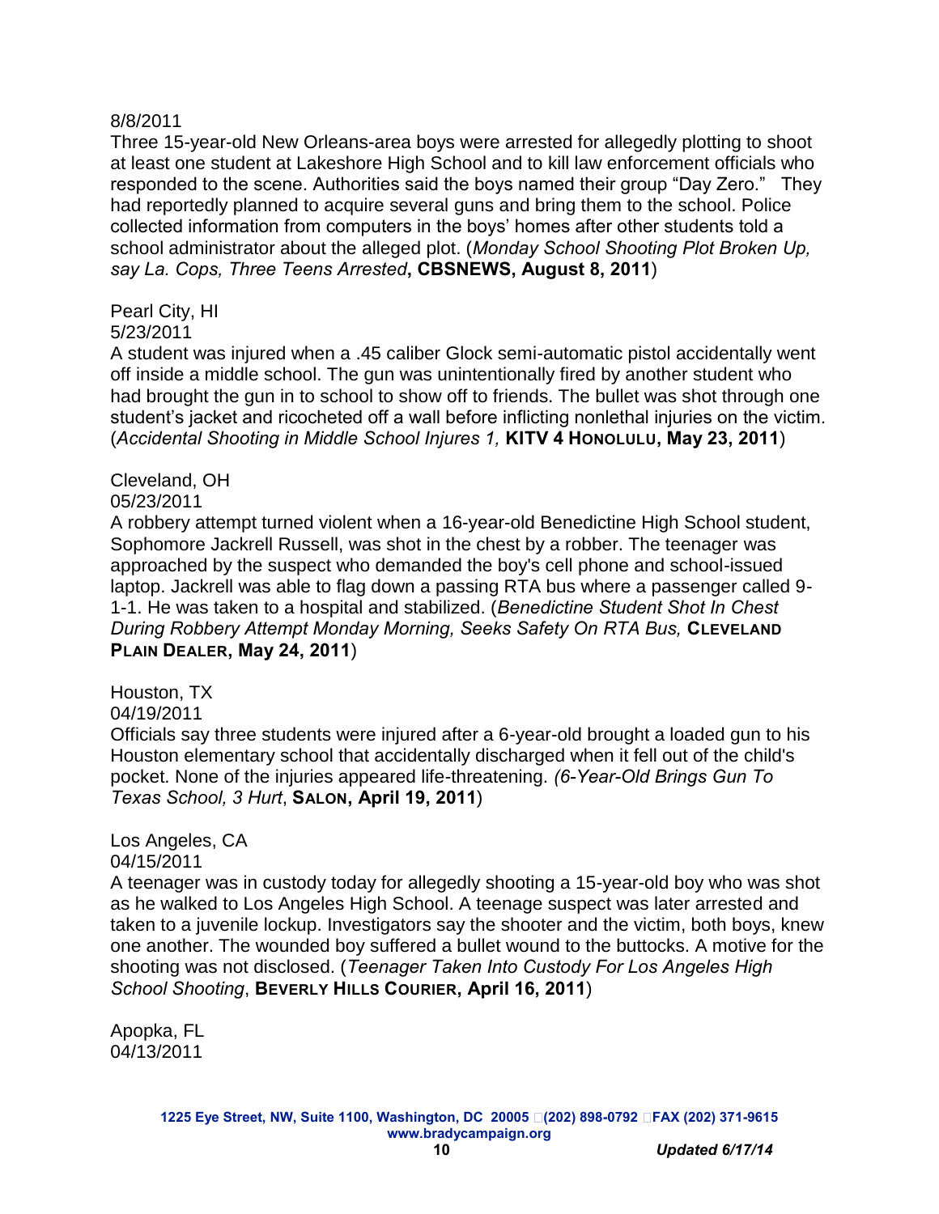8/8/2011
Three 15-year-old New Orleans-area boys were arrested for allegedly plotting to shoot at least one student at Lakeshore High School and to kill law enforcement officials who responded to the scene. Authorities said the boys named their group "Day Zero." They had reportedly planned to acquire several guns and bring them to the school. Police collected information from computers in the boys' homes after other students told a school administrator about the alleged plot. (*Monday School Shooting Plot Broken Up, say La. Cops, Three Teens Arrested*, **CBSNEWS, August 8, 2011**)

Pearl City, HI
5/23/2011
A student was injured when a .45 caliber Glock semi-automatic pistol accidentally went off inside a middle school. The gun was unintentionally fired by another student who had brought the gun in to school to show off to friends. The bullet was shot through one student's jacket and ricocheted off a wall before inflicting nonlethal injuries on the victim. (*Accidental Shooting in Middle School Injures 1,* **KITV 4 HONOLULU, May 23, 2011**)

Cleveland, OH
05/23/2011
A robbery attempt turned violent when a 16-year-old Benedictine High School student, Sophomore Jackrell Russell, was shot in the chest by a robber. The teenager was approached by the suspect who demanded the boy's cell phone and school-issued laptop. Jackrell was able to flag down a passing RTA bus where a passenger called 9-1-1. He was taken to a hospital and stabilized. (*Benedictine Student Shot In Chest During Robbery Attempt Monday Morning, Seeks Safety On RTA Bus,* **CLEVELAND PLAIN DEALER, May 24, 2011**)

Houston, TX
04/19/2011
Officials say three students were injured after a 6-year-old brought a loaded gun to his Houston elementary school that accidentally discharged when it fell out of the child's pocket. None of the injuries appeared life-threatening. *(6-Year-Old Brings Gun To Texas School, 3 Hurt*, **SALON, April 19, 2011**)

Los Angeles, CA
04/15/2011
A teenager was in custody today for allegedly shooting a 15-year-old boy who was shot as he walked to Los Angeles High School. A teenage suspect was later arrested and taken to a juvenile lockup. Investigators say the shooter and the victim, both boys, knew one another. The wounded boy suffered a bullet wound to the buttocks. A motive for the shooting was not disclosed. (*Teenager Taken Into Custody For Los Angeles High School Shooting*, **BEVERLY HILLS COURIER, April 16, 2011**)

Apopka, FL
04/13/2011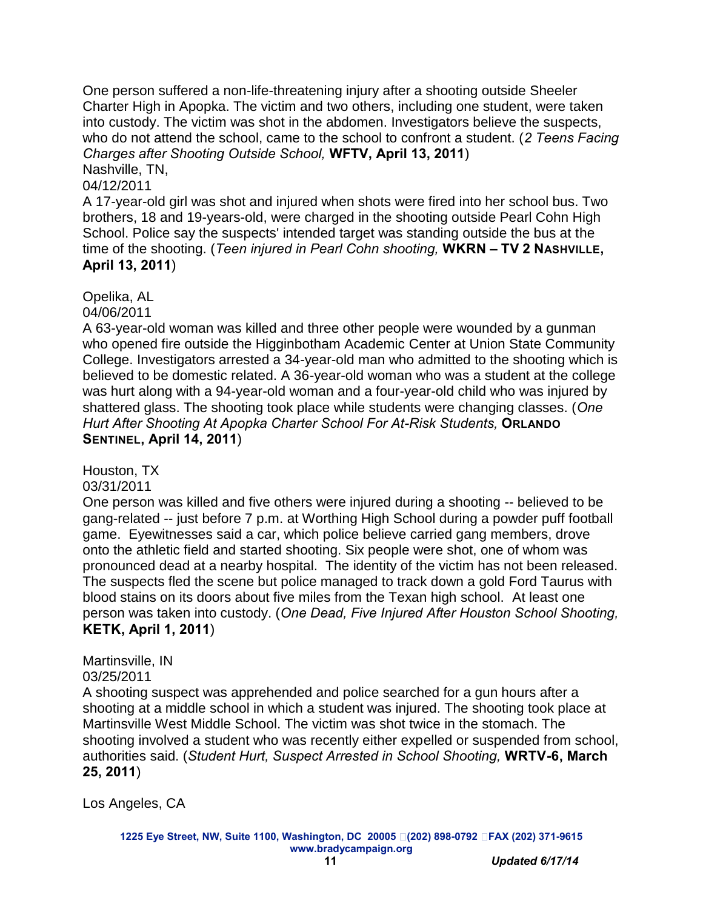One person suffered a non-life-threatening injury after a shooting outside Sheeler Charter High in Apopka. The victim and two others, including one student, were taken into custody. The victim was shot in the abdomen. Investigators believe the suspects, who do not attend the school, came to the school to confront a student. (*2 Teens Facing Charges after Shooting Outside School,* **WFTV, April 13, 2011**)

Nashville, TN,
04/12/2011
A 17-year-old girl was shot and injured when shots were fired into her school bus. Two brothers, 18 and 19-years-old, were charged in the shooting outside Pearl Cohn High School. Police say the suspects' intended target was standing outside the bus at the time of the shooting. (*Teen injured in Pearl Cohn shooting,* **WKRN – TV 2 NASHVILLE, April 13, 2011**)

Opelika, AL
04/06/2011
A 63-year-old woman was killed and three other people were wounded by a gunman who opened fire outside the Higginbotham Academic Center at Union State Community College. Investigators arrested a 34-year-old man who admitted to the shooting which is believed to be domestic related. A 36-year-old woman who was a student at the college was hurt along with a 94-year-old woman and a four-year-old child who was injured by shattered glass. The shooting took place while students were changing classes. (*One Hurt After Shooting At Apopka Charter School For At-Risk Students,* **ORLANDO SENTINEL, April 14, 2011**)

Houston, TX
03/31/2011
One person was killed and five others were injured during a shooting -- believed to be gang-related -- just before 7 p.m. at Worthing High School during a powder puff football game. Eyewitnesses said a car, which police believe carried gang members, drove onto the athletic field and started shooting. Six people were shot, one of whom was pronounced dead at a nearby hospital. The identity of the victim has not been released. The suspects fled the scene but police managed to track down a gold Ford Taurus with blood stains on its doors about five miles from the Texan high school. At least one person was taken into custody. (*One Dead, Five Injured After Houston School Shooting,* **KETK, April 1, 2011**)

Martinsville, IN
03/25/2011
A shooting suspect was apprehended and police searched for a gun hours after a shooting at a middle school in which a student was injured. The shooting took place at Martinsville West Middle School. The victim was shot twice in the stomach. The shooting involved a student who was recently either expelled or suspended from school, authorities said. (*Student Hurt, Suspect Arrested in School Shooting,* **WRTV-6, March 25, 2011**)

Los Angeles, CA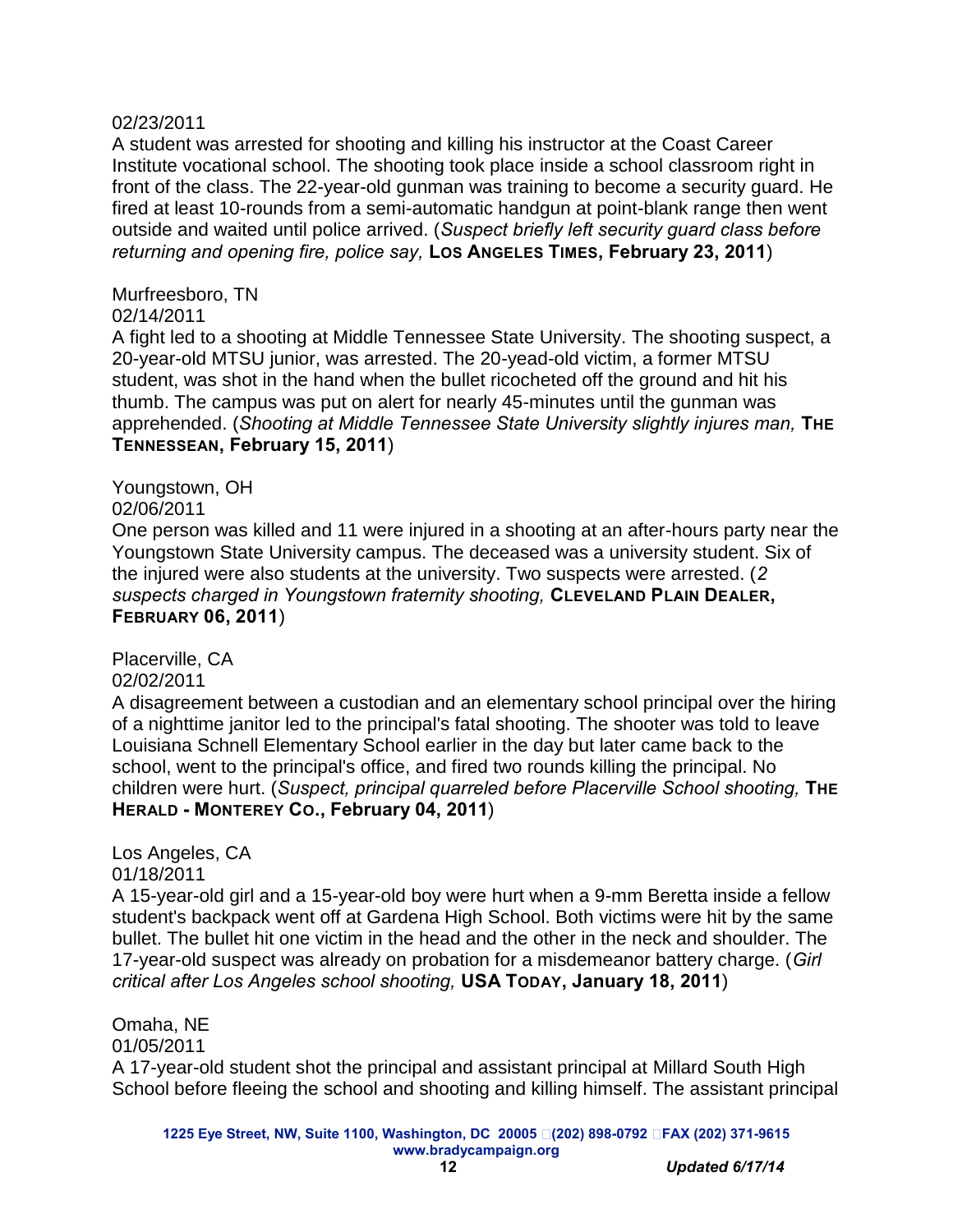02/23/2011

A student was arrested for shooting and killing his instructor at the Coast Career Institute vocational school. The shooting took place inside a school classroom right in front of the class. The 22-year-old gunman was training to become a security guard. He fired at least 10-rounds from a semi-automatic handgun at point-blank range then went outside and waited until police arrived. (*Suspect briefly left security guard class before returning and opening fire, police say,* **Los Angeles Times, February 23, 2011**)

Murfreesboro, TN

02/14/2011

A fight led to a shooting at Middle Tennessee State University. The shooting suspect, a 20-year-old MTSU junior, was arrested. The 20-yead-old victim, a former MTSU student, was shot in the hand when the bullet ricocheted off the ground and hit his thumb. The campus was put on alert for nearly 45-minutes until the gunman was apprehended. (*Shooting at Middle Tennessee State University slightly injures man,* **The Tennessean, February 15, 2011**)

Youngstown, OH

02/06/2011

One person was killed and 11 were injured in a shooting at an after-hours party near the Youngstown State University campus. The deceased was a university student. Six of the injured were also students at the university. Two suspects were arrested. (*2 suspects charged in Youngstown fraternity shooting,* **Cleveland Plain Dealer, February 06, 2011**)

Placerville, CA

02/02/2011

A disagreement between a custodian and an elementary school principal over the hiring of a nighttime janitor led to the principal's fatal shooting. The shooter was told to leave Louisiana Schnell Elementary School earlier in the day but later came back to the school, went to the principal's office, and fired two rounds killing the principal. No children were hurt. (*Suspect, principal quarreled before Placerville School shooting,* **The Herald - Monterey Co., February 04, 2011**)

Los Angeles, CA

01/18/2011

A 15-year-old girl and a 15-year-old boy were hurt when a 9-mm Beretta inside a fellow student's backpack went off at Gardena High School. Both victims were hit by the same bullet. The bullet hit one victim in the head and the other in the neck and shoulder. The 17-year-old suspect was already on probation for a misdemeanor battery charge. (*Girl critical after Los Angeles school shooting,* **USA Today, January 18, 2011**)

Omaha, NE

01/05/2011

A 17-year-old student shot the principal and assistant principal at Millard South High School before fleeing the school and shooting and killing himself. The assistant principal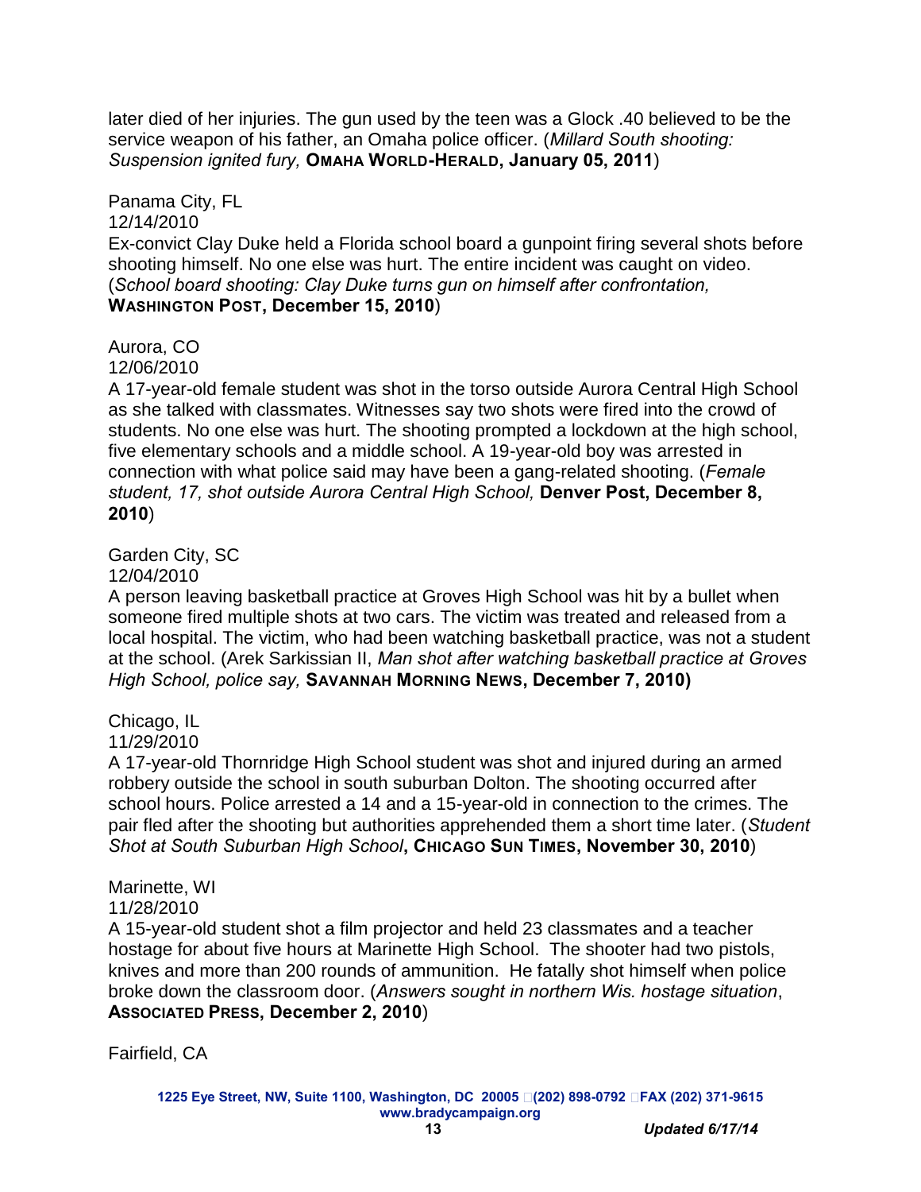later died of her injuries. The gun used by the teen was a Glock .40 believed to be the service weapon of his father, an Omaha police officer. (*Millard South shooting: Suspension ignited fury,* **Omaha World-Herald, January 05, 2011**)

Panama City, FL
12/14/2010
Ex-convict Clay Duke held a Florida school board a gunpoint firing several shots before shooting himself. No one else was hurt. The entire incident was caught on video. (*School board shooting: Clay Duke turns gun on himself after confrontation,* **Washington Post, December 15, 2010**)

Aurora, CO
12/06/2010
A 17-year-old female student was shot in the torso outside Aurora Central High School as she talked with classmates. Witnesses say two shots were fired into the crowd of students. No one else was hurt. The shooting prompted a lockdown at the high school, five elementary schools and a middle school. A 19-year-old boy was arrested in connection with what police said may have been a gang-related shooting. (*Female student, 17, shot outside Aurora Central High School,* **Denver Post, December 8, 2010**)

Garden City, SC
12/04/2010
A person leaving basketball practice at Groves High School was hit by a bullet when someone fired multiple shots at two cars. The victim was treated and released from a local hospital. The victim, who had been watching basketball practice, was not a student at the school. (Arek Sarkissian II, *Man shot after watching basketball practice at Groves High School, police say,* **Savannah Morning News, December 7, 2010)**

Chicago, IL
11/29/2010
A 17-year-old Thornridge High School student was shot and injured during an armed robbery outside the school in south suburban Dolton. The shooting occurred after school hours. Police arrested a 14 and a 15-year-old in connection to the crimes. The pair fled after the shooting but authorities apprehended them a short time later. (*Student Shot at South Suburban High School*, **Chicago Sun Times, November 30, 2010**)

Marinette, WI
11/28/2010
A 15-year-old student shot a film projector and held 23 classmates and a teacher hostage for about five hours at Marinette High School. The shooter had two pistols, knives and more than 200 rounds of ammunition. He fatally shot himself when police broke down the classroom door. (*Answers sought in northern Wis. hostage situation*, **Associated Press, December 2, 2010**)

Fairfield, CA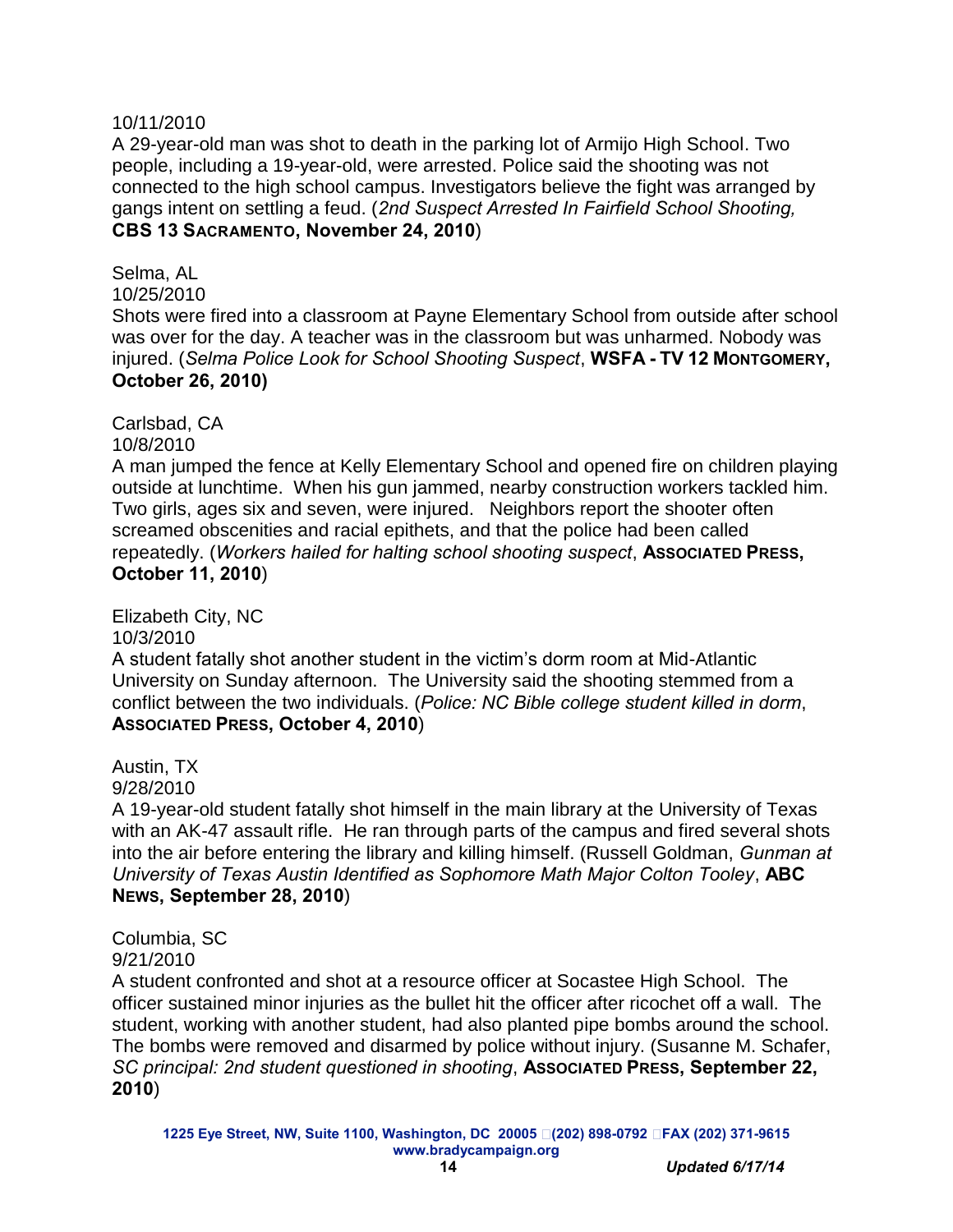10/11/2010
A 29-year-old man was shot to death in the parking lot of Armijo High School. Two people, including a 19-year-old, were arrested. Police said the shooting was not connected to the high school campus. Investigators believe the fight was arranged by gangs intent on settling a feud. (*2nd Suspect Arrested In Fairfield School Shooting,* **CBS 13 SACRAMENTO, November 24, 2010**)

Selma, AL
10/25/2010
Shots were fired into a classroom at Payne Elementary School from outside after school was over for the day. A teacher was in the classroom but was unharmed. Nobody was injured. (*Selma Police Look for School Shooting Suspect*, **WSFA - TV 12 MONTGOMERY, October 26, 2010)**

Carlsbad, CA
10/8/2010
A man jumped the fence at Kelly Elementary School and opened fire on children playing outside at lunchtime. When his gun jammed, nearby construction workers tackled him. Two girls, ages six and seven, were injured. Neighbors report the shooter often screamed obscenities and racial epithets, and that the police had been called repeatedly. (*Workers hailed for halting school shooting suspect*, **ASSOCIATED PRESS, October 11, 2010**)

Elizabeth City, NC
10/3/2010
A student fatally shot another student in the victim's dorm room at Mid-Atlantic University on Sunday afternoon. The University said the shooting stemmed from a conflict between the two individuals. (*Police: NC Bible college student killed in dorm*, **ASSOCIATED PRESS, October 4, 2010**)

Austin, TX
9/28/2010
A 19-year-old student fatally shot himself in the main library at the University of Texas with an AK-47 assault rifle. He ran through parts of the campus and fired several shots into the air before entering the library and killing himself. (Russell Goldman, *Gunman at University of Texas Austin Identified as Sophomore Math Major Colton Tooley*, **ABC NEWS, September 28, 2010**)

Columbia, SC
9/21/2010
A student confronted and shot at a resource officer at Socastee High School. The officer sustained minor injuries as the bullet hit the officer after ricochet off a wall. The student, working with another student, had also planted pipe bombs around the school. The bombs were removed and disarmed by police without injury. (Susanne M. Schafer, *SC principal: 2nd student questioned in shooting*, **ASSOCIATED PRESS, September 22, 2010**)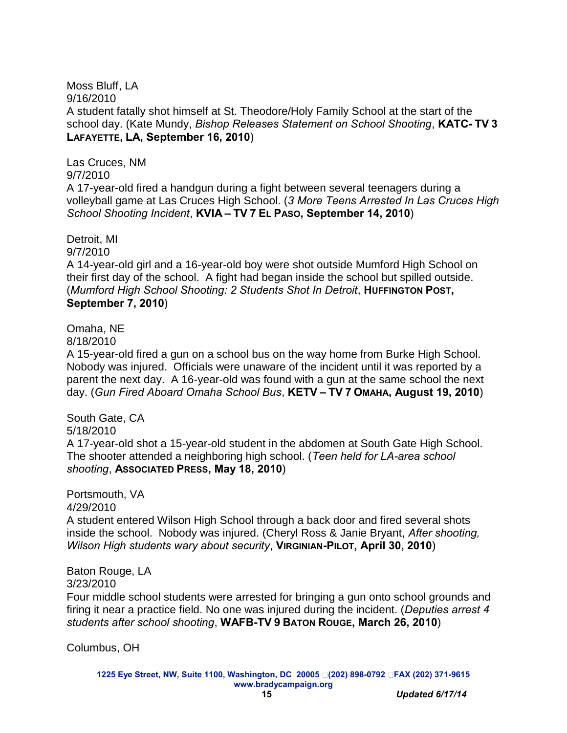Moss Bluff, LA
9/16/2010
A student fatally shot himself at St. Theodore/Holy Family School at the start of the school day. (Kate Mundy, *Bishop Releases Statement on School Shooting*, **KATC- TV 3 LAFAYETTE, LA, September 16, 2010**)

Las Cruces, NM
9/7/2010
A 17-year-old fired a handgun during a fight between several teenagers during a volleyball game at Las Cruces High School. (*3 More Teens Arrested In Las Cruces High School Shooting Incident*, **KVIA – TV 7 EL PASO, September 14, 2010**)

Detroit, MI
9/7/2010
A 14-year-old girl and a 16-year-old boy were shot outside Mumford High School on their first day of the school. A fight had began inside the school but spilled outside. (*Mumford High School Shooting: 2 Students Shot In Detroit*, **HUFFINGTON POST, September 7, 2010**)

Omaha, NE
8/18/2010
A 15-year-old fired a gun on a school bus on the way home from Burke High School. Nobody was injured. Officials were unaware of the incident until it was reported by a parent the next day. A 16-year-old was found with a gun at the same school the next day. (*Gun Fired Aboard Omaha School Bus*, **KETV – TV 7 OMAHA, August 19, 2010**)

South Gate, CA
5/18/2010
A 17-year-old shot a 15-year-old student in the abdomen at South Gate High School. The shooter attended a neighboring high school. (*Teen held for LA-area school shooting*, **ASSOCIATED PRESS, May 18, 2010**)

Portsmouth, VA
4/29/2010
A student entered Wilson High School through a back door and fired several shots inside the school. Nobody was injured. (Cheryl Ross & Janie Bryant, *After shooting, Wilson High students wary about security*, **VIRGINIAN-PILOT, April 30, 2010**)

Baton Rouge, LA
3/23/2010
Four middle school students were arrested for bringing a gun onto school grounds and firing it near a practice field. No one was injured during the incident. (*Deputies arrest 4 students after school shooting*, **WAFB-TV 9 BATON ROUGE, March 26, 2010**)

Columbus, OH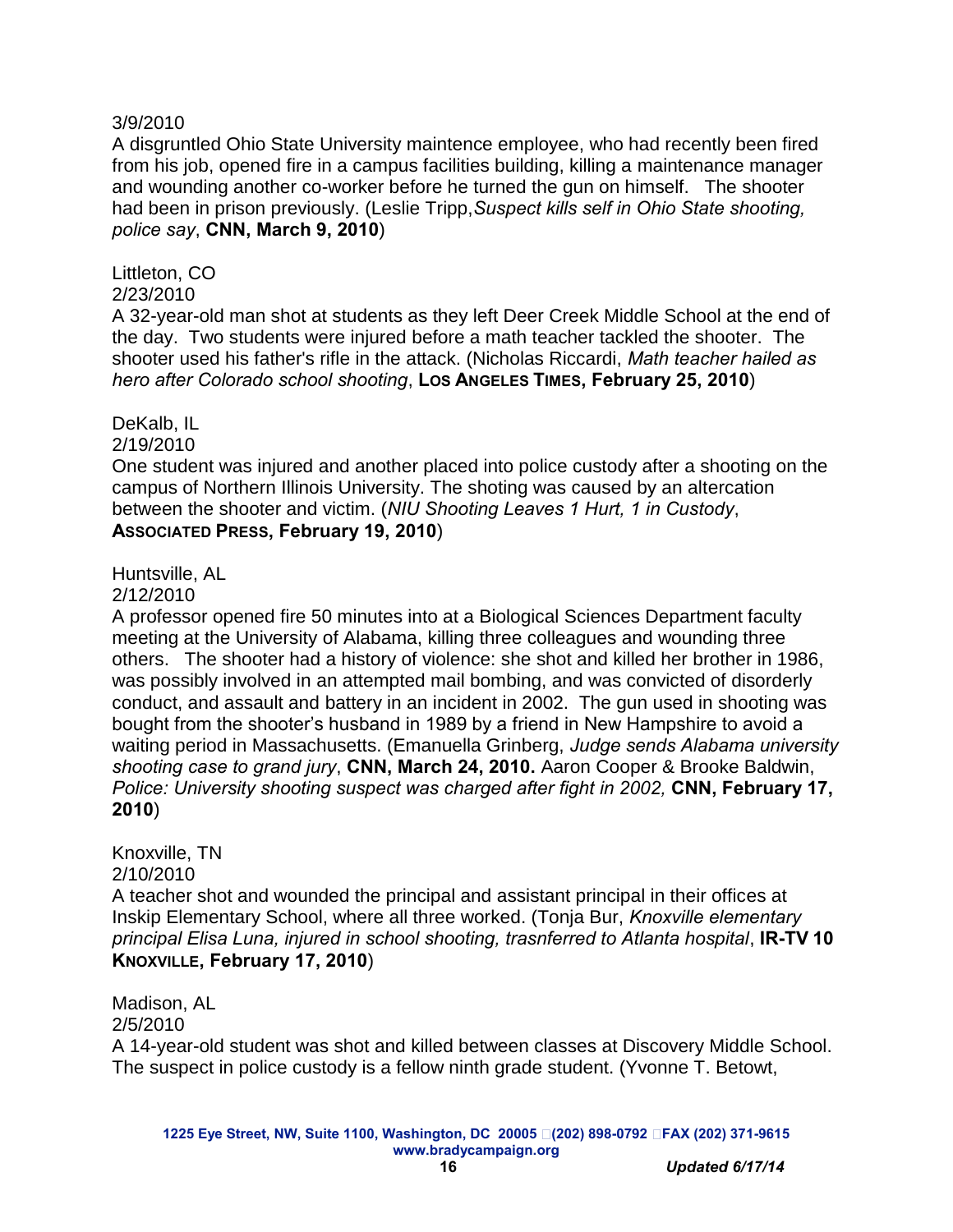3/9/2010
A disgruntled Ohio State University maintence employee, who had recently been fired from his job, opened fire in a campus facilities building, killing a maintenance manager and wounding another co-worker before he turned the gun on himself. The shooter had been in prison previously. (Leslie Tripp,*Suspect kills self in Ohio State shooting, police say*, **CNN, March 9, 2010**)

Littleton, CO
2/23/2010
A 32-year-old man shot at students as they left Deer Creek Middle School at the end of the day. Two students were injured before a math teacher tackled the shooter. The shooter used his father's rifle in the attack. (Nicholas Riccardi, *Math teacher hailed as hero after Colorado school shooting*, **LOS ANGELES TIMES, February 25, 2010**)

DeKalb, IL
2/19/2010
One student was injured and another placed into police custody after a shooting on the campus of Northern Illinois University. The shoting was caused by an altercation between the shooter and victim. (*NIU Shooting Leaves 1 Hurt, 1 in Custody*, **ASSOCIATED PRESS, February 19, 2010**)

Huntsville, AL
2/12/2010
A professor opened fire 50 minutes into at a Biological Sciences Department faculty meeting at the University of Alabama, killing three colleagues and wounding three others. The shooter had a history of violence: she shot and killed her brother in 1986, was possibly involved in an attempted mail bombing, and was convicted of disorderly conduct, and assault and battery in an incident in 2002. The gun used in shooting was bought from the shooter's husband in 1989 by a friend in New Hampshire to avoid a waiting period in Massachusetts. (Emanuella Grinberg, *Judge sends Alabama university shooting case to grand jury*, **CNN, March 24, 2010.** Aaron Cooper & Brooke Baldwin, *Police: University shooting suspect was charged after fight in 2002,* **CNN, February 17, 2010**)

Knoxville, TN
2/10/2010
A teacher shot and wounded the principal and assistant principal in their offices at Inskip Elementary School, where all three worked. (Tonja Bur, *Knoxville elementary principal Elisa Luna, injured in school shooting, trasnferred to Atlanta hospital*, **IR-TV 10 KNOXVILLE, February 17, 2010**)

Madison, AL
2/5/2010
A 14-year-old student was shot and killed between classes at Discovery Middle School. The suspect in police custody is a fellow ninth grade student. (Yvonne T. Betowt,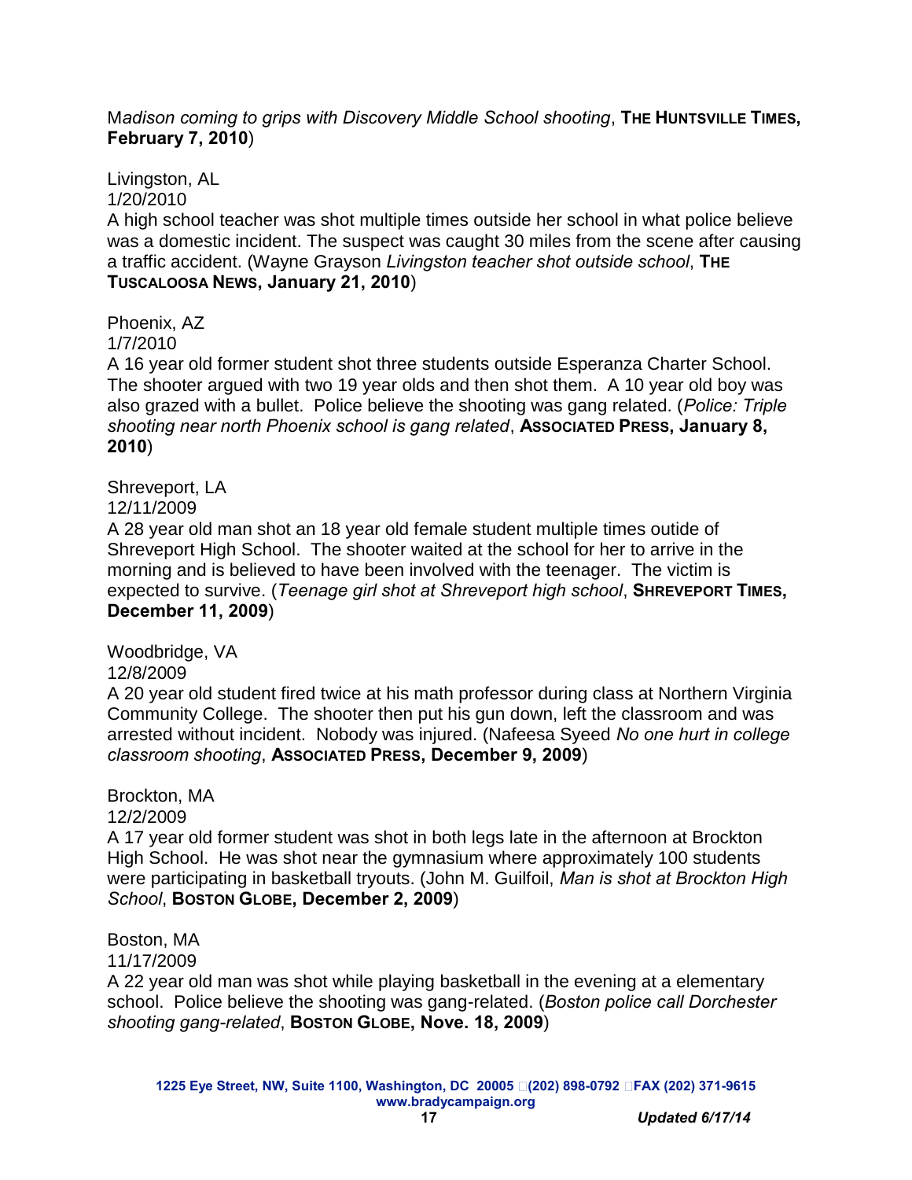M*adison coming to grips with Discovery Middle School shooting*, **THE HUNTSVILLE TIMES, February 7, 2010**)

Livingston, AL
1/20/2010
A high school teacher was shot multiple times outside her school in what police believe was a domestic incident. The suspect was caught 30 miles from the scene after causing a traffic accident. (Wayne Grayson *Livingston teacher shot outside school*, **THE TUSCALOOSA NEWS, January 21, 2010**)

Phoenix, AZ
1/7/2010
A 16 year old former student shot three students outside Esperanza Charter School. The shooter argued with two 19 year olds and then shot them. A 10 year old boy was also grazed with a bullet. Police believe the shooting was gang related. (*Police: Triple shooting near north Phoenix school is gang related*, **ASSOCIATED PRESS, January 8, 2010**)

Shreveport, LA
12/11/2009
A 28 year old man shot an 18 year old female student multiple times outide of Shreveport High School. The shooter waited at the school for her to arrive in the morning and is believed to have been involved with the teenager. The victim is expected to survive. (*Teenage girl shot at Shreveport high school*, **SHREVEPORT TIMES, December 11, 2009**)

Woodbridge, VA
12/8/2009
A 20 year old student fired twice at his math professor during class at Northern Virginia Community College. The shooter then put his gun down, left the classroom and was arrested without incident. Nobody was injured. (Nafeesa Syeed *No one hurt in college classroom shooting*, **ASSOCIATED PRESS, December 9, 2009**)

Brockton, MA
12/2/2009
A 17 year old former student was shot in both legs late in the afternoon at Brockton High School. He was shot near the gymnasium where approximately 100 students were participating in basketball tryouts. (John M. Guilfoil, *Man is shot at Brockton High School*, **BOSTON GLOBE, December 2, 2009**)

Boston, MA
11/17/2009
A 22 year old man was shot while playing basketball in the evening at a elementary school. Police believe the shooting was gang-related. (*Boston police call Dorchester shooting gang-related*, **BOSTON GLOBE, Nove. 18, 2009**)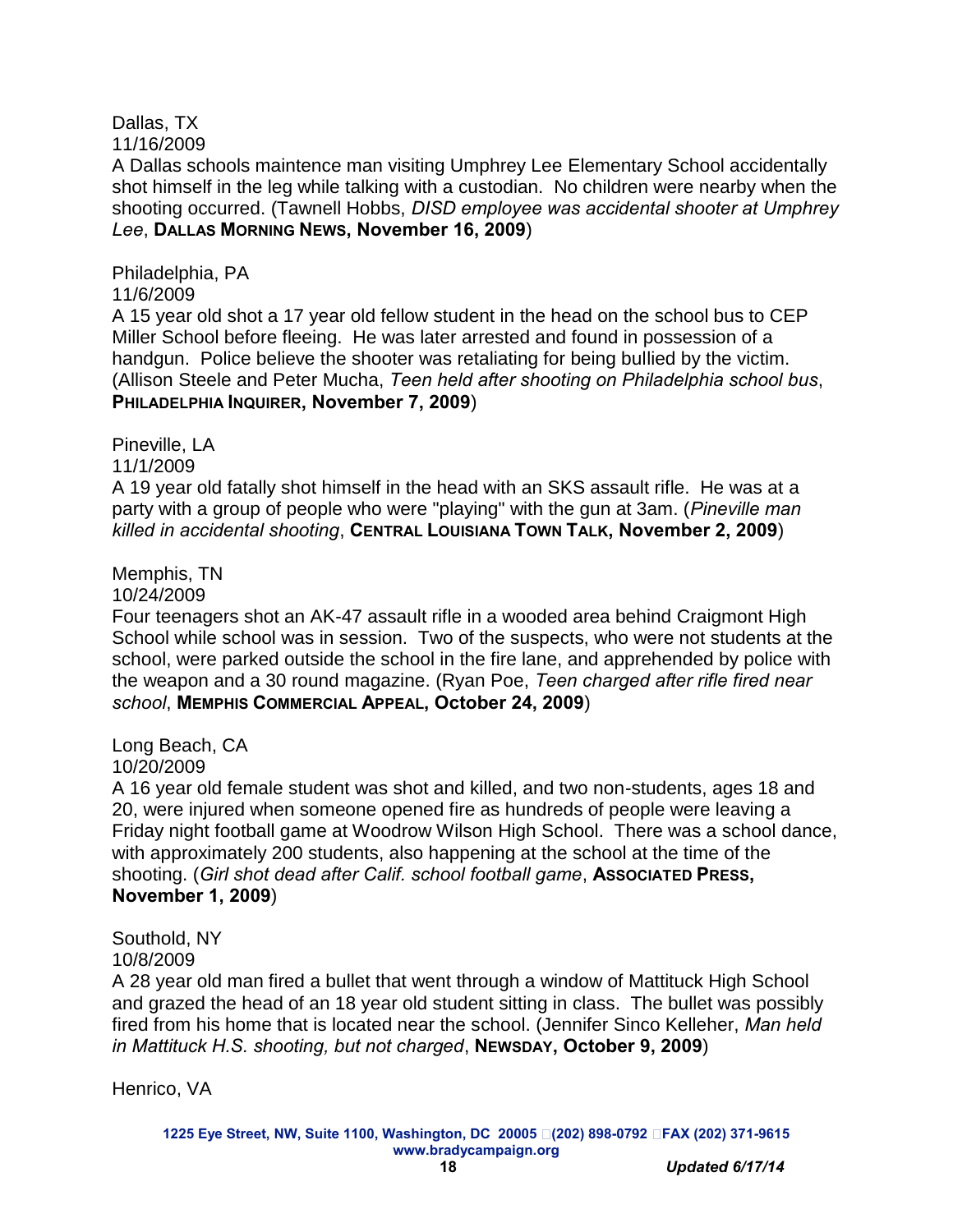Dallas, TX
11/16/2009
A Dallas schools maintence man visiting Umphrey Lee Elementary School accidentally shot himself in the leg while talking with a custodian. No children were nearby when the shooting occurred. (Tawnell Hobbs, *DISD employee was accidental shooter at Umphrey Lee*, **DALLAS MORNING NEWS, November 16, 2009**)

Philadelphia, PA
11/6/2009
A 15 year old shot a 17 year old fellow student in the head on the school bus to CEP Miller School before fleeing. He was later arrested and found in possession of a handgun. Police believe the shooter was retaliating for being bullied by the victim. (Allison Steele and Peter Mucha, *Teen held after shooting on Philadelphia school bus*, **PHILADELPHIA INQUIRER, November 7, 2009**)

Pineville, LA
11/1/2009
A 19 year old fatally shot himself in the head with an SKS assault rifle. He was at a party with a group of people who were "playing" with the gun at 3am. (*Pineville man killed in accidental shooting*, **CENTRAL LOUISIANA TOWN TALK, November 2, 2009**)

Memphis, TN
10/24/2009
Four teenagers shot an AK-47 assault rifle in a wooded area behind Craigmont High School while school was in session. Two of the suspects, who were not students at the school, were parked outside the school in the fire lane, and apprehended by police with the weapon and a 30 round magazine. (Ryan Poe, *Teen charged after rifle fired near school*, **MEMPHIS COMMERCIAL APPEAL, October 24, 2009**)

Long Beach, CA
10/20/2009
A 16 year old female student was shot and killed, and two non-students, ages 18 and 20, were injured when someone opened fire as hundreds of people were leaving a Friday night football game at Woodrow Wilson High School. There was a school dance, with approximately 200 students, also happening at the school at the time of the shooting. (*Girl shot dead after Calif. school football game*, **ASSOCIATED PRESS, November 1, 2009**)

Southold, NY
10/8/2009
A 28 year old man fired a bullet that went through a window of Mattituck High School and grazed the head of an 18 year old student sitting in class. The bullet was possibly fired from his home that is located near the school. (Jennifer Sinco Kelleher, *Man held in Mattituck H.S. shooting, but not charged*, **NEWSDAY, October 9, 2009**)

Henrico, VA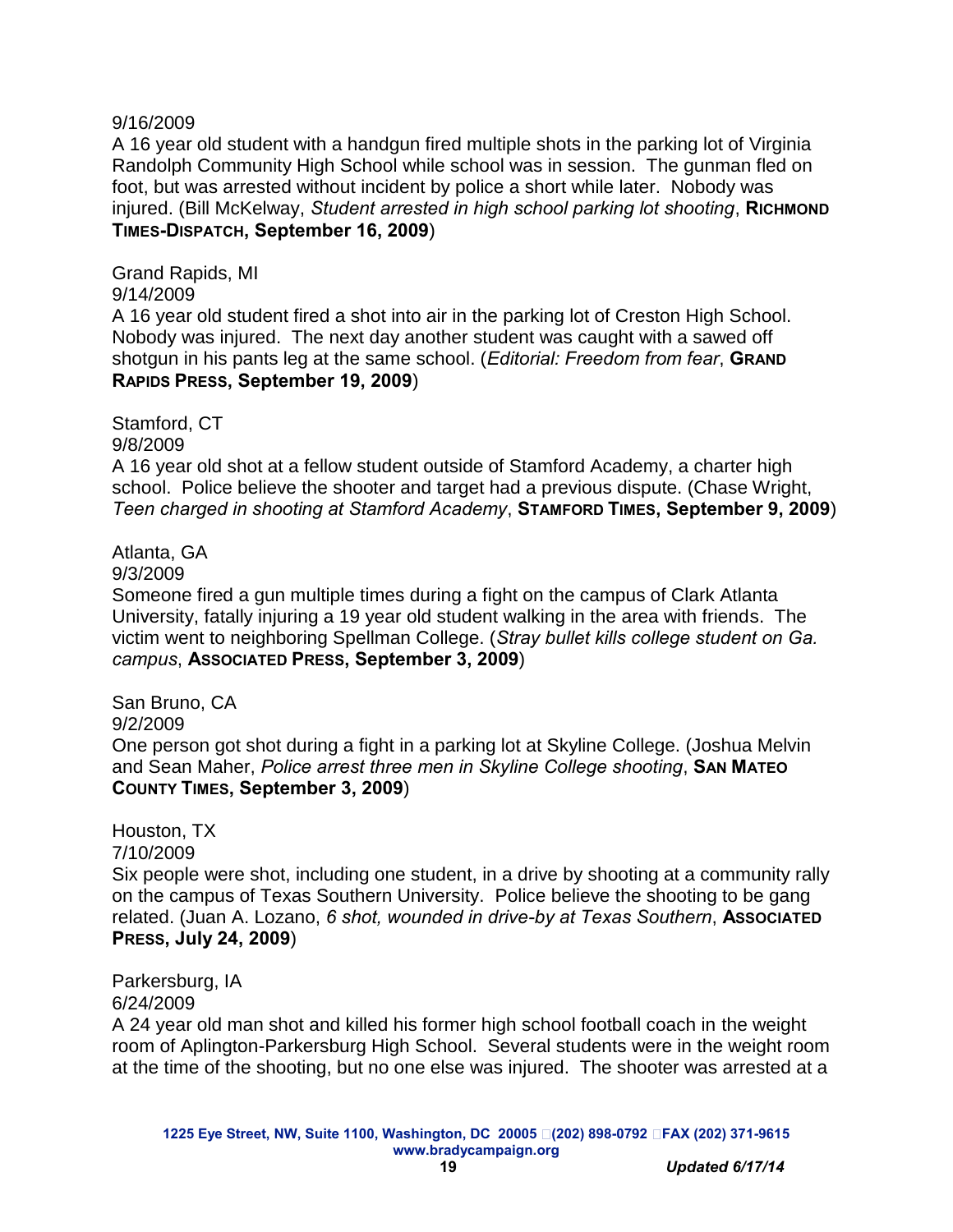9/16/2009

A 16 year old student with a handgun fired multiple shots in the parking lot of Virginia Randolph Community High School while school was in session. The gunman fled on foot, but was arrested without incident by police a short while later. Nobody was injured. (Bill McKelway, *Student arrested in high school parking lot shooting*, **RICHMOND TIMES-DISPATCH, September 16, 2009**)

Grand Rapids, MI

9/14/2009

A 16 year old student fired a shot into air in the parking lot of Creston High School. Nobody was injured. The next day another student was caught with a sawed off shotgun in his pants leg at the same school. (*Editorial: Freedom from fear*, **GRAND RAPIDS PRESS, September 19, 2009**)

Stamford, CT

9/8/2009

A 16 year old shot at a fellow student outside of Stamford Academy, a charter high school. Police believe the shooter and target had a previous dispute. (Chase Wright, *Teen charged in shooting at Stamford Academy*, **STAMFORD TIMES, September 9, 2009**)

Atlanta, GA

9/3/2009

Someone fired a gun multiple times during a fight on the campus of Clark Atlanta University, fatally injuring a 19 year old student walking in the area with friends. The victim went to neighboring Spellman College. (*Stray bullet kills college student on Ga. campus*, **ASSOCIATED PRESS, September 3, 2009**)

San Bruno, CA

9/2/2009

One person got shot during a fight in a parking lot at Skyline College. (Joshua Melvin and Sean Maher, *Police arrest three men in Skyline College shooting*, **SAN MATEO COUNTY TIMES, September 3, 2009**)

Houston, TX

7/10/2009

Six people were shot, including one student, in a drive by shooting at a community rally on the campus of Texas Southern University. Police believe the shooting to be gang related. (Juan A. Lozano, *6 shot, wounded in drive-by at Texas Southern*, **ASSOCIATED PRESS, July 24, 2009**)

Parkersburg, IA

6/24/2009

A 24 year old man shot and killed his former high school football coach in the weight room of Aplington-Parkersburg High School. Several students were in the weight room at the time of the shooting, but no one else was injured. The shooter was arrested at a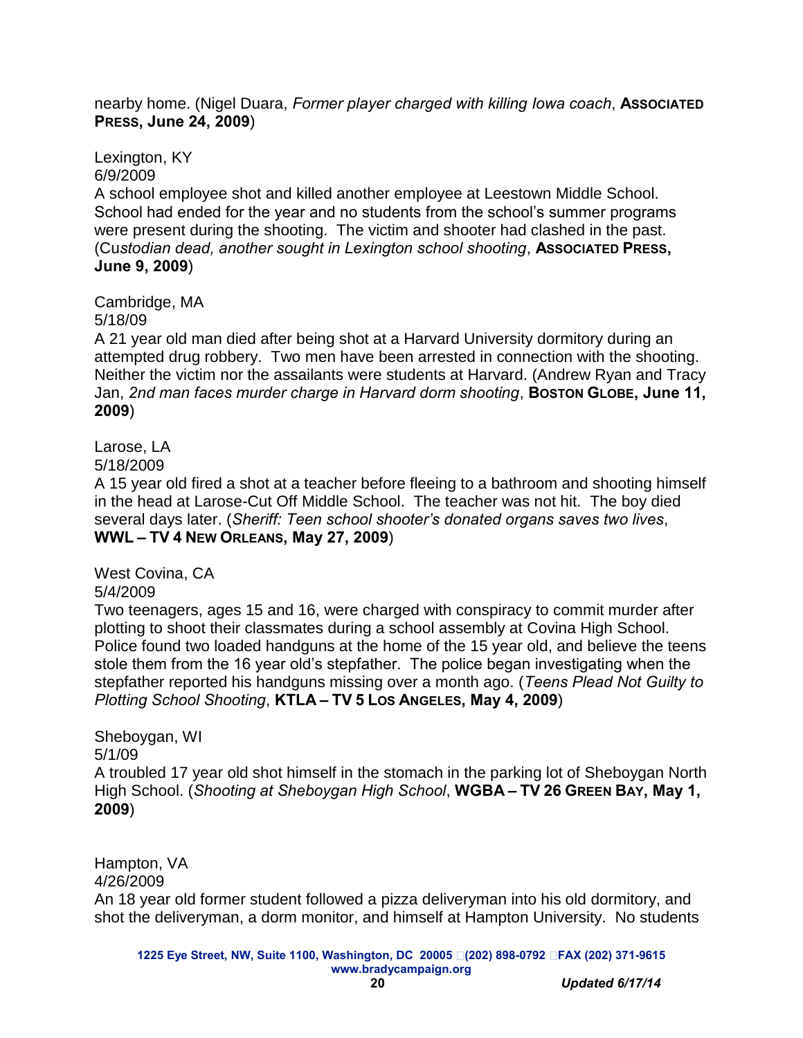nearby home. (Nigel Duara, *Former player charged with killing Iowa coach*, **Associated Press, June 24, 2009**)

Lexington, KY
6/9/2009
A school employee shot and killed another employee at Leestown Middle School. School had ended for the year and no students from the school's summer programs were present during the shooting. The victim and shooter had clashed in the past. (*Custodian dead, another sought in Lexington school shooting*, **Associated Press, June 9, 2009**)

Cambridge, MA
5/18/09
A 21 year old man died after being shot at a Harvard University dormitory during an attempted drug robbery. Two men have been arrested in connection with the shooting. Neither the victim nor the assailants were students at Harvard. (Andrew Ryan and Tracy Jan, *2nd man faces murder charge in Harvard dorm shooting*, **Boston Globe, June 11, 2009**)

Larose, LA
5/18/2009
A 15 year old fired a shot at a teacher before fleeing to a bathroom and shooting himself in the head at Larose-Cut Off Middle School. The teacher was not hit. The boy died several days later. (*Sheriff: Teen school shooter's donated organs saves two lives*, **WWL – TV 4 New Orleans, May 27, 2009**)

West Covina, CA
5/4/2009
Two teenagers, ages 15 and 16, were charged with conspiracy to commit murder after plotting to shoot their classmates during a school assembly at Covina High School. Police found two loaded handguns at the home of the 15 year old, and believe the teens stole them from the 16 year old's stepfather. The police began investigating when the stepfather reported his handguns missing over a month ago. (*Teens Plead Not Guilty to Plotting School Shooting*, **KTLA – TV 5 Los Angeles, May 4, 2009**)

Sheboygan, WI
5/1/09
A troubled 17 year old shot himself in the stomach in the parking lot of Sheboygan North High School. (*Shooting at Sheboygan High School*, **WGBA – TV 26 Green Bay, May 1, 2009**)

Hampton, VA
4/26/2009
An 18 year old former student followed a pizza deliveryman into his old dormitory, and shot the deliveryman, a dorm monitor, and himself at Hampton University. No students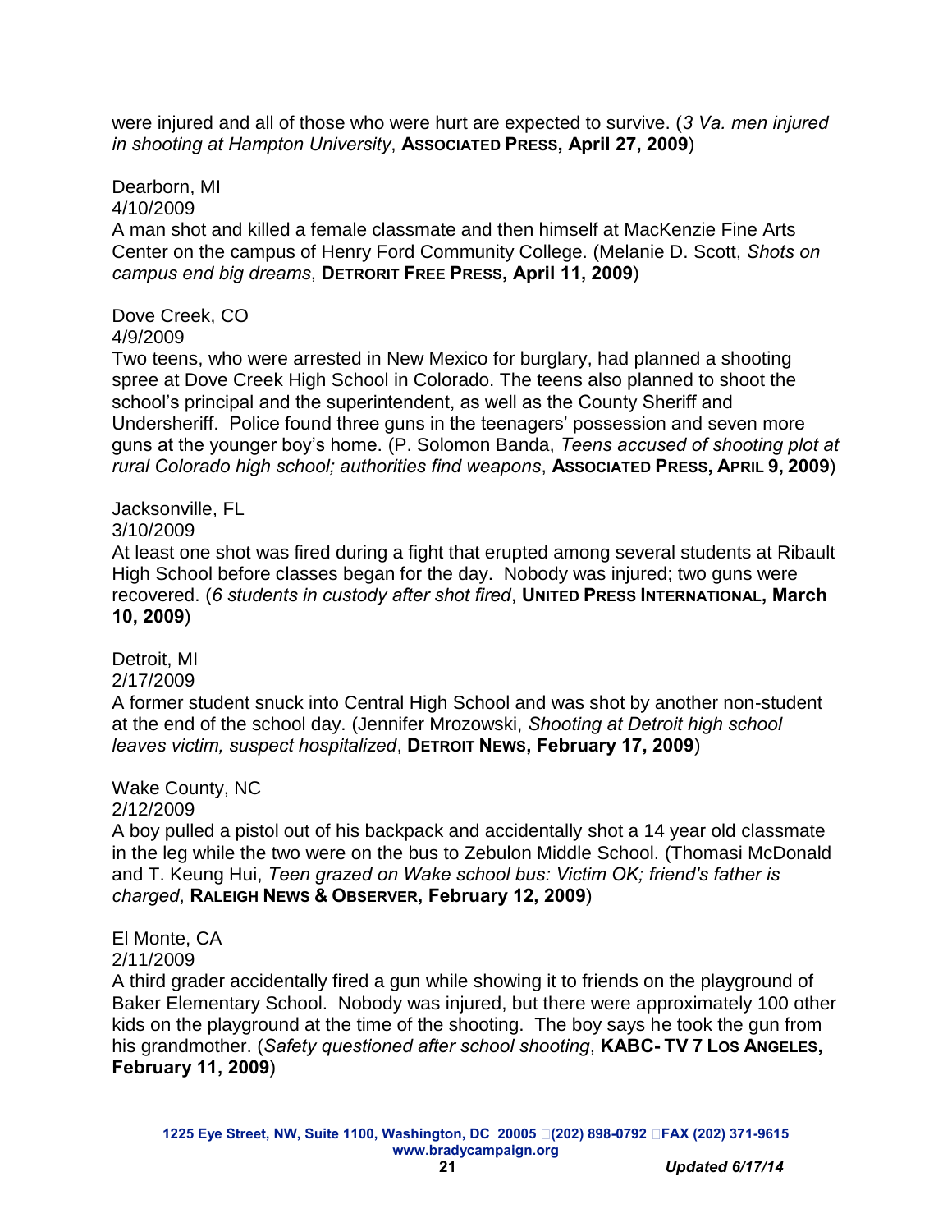were injured and all of those who were hurt are expected to survive. (*3 Va. men injured in shooting at Hampton University*, **ASSOCIATED PRESS, April 27, 2009**)

Dearborn, MI
4/10/2009
A man shot and killed a female classmate and then himself at MacKenzie Fine Arts Center on the campus of Henry Ford Community College. (Melanie D. Scott, *Shots on campus end big dreams*, **DETRORIT FREE PRESS, April 11, 2009**)

Dove Creek, CO
4/9/2009
Two teens, who were arrested in New Mexico for burglary, had planned a shooting spree at Dove Creek High School in Colorado. The teens also planned to shoot the school's principal and the superintendent, as well as the County Sheriff and Undersheriff. Police found three guns in the teenagers' possession and seven more guns at the younger boy's home. (P. Solomon Banda, *Teens accused of shooting plot at rural Colorado high school; authorities find weapons*, **ASSOCIATED PRESS, APRIL 9, 2009**)

Jacksonville, FL
3/10/2009
At least one shot was fired during a fight that erupted among several students at Ribault High School before classes began for the day. Nobody was injured; two guns were recovered. (*6 students in custody after shot fired*, **UNITED PRESS INTERNATIONAL, March 10, 2009**)

Detroit, MI
2/17/2009
A former student snuck into Central High School and was shot by another non-student at the end of the school day. (Jennifer Mrozowski, *Shooting at Detroit high school leaves victim, suspect hospitalized*, **DETROIT NEWS, February 17, 2009**)

Wake County, NC
2/12/2009
A boy pulled a pistol out of his backpack and accidentally shot a 14 year old classmate in the leg while the two were on the bus to Zebulon Middle School. (Thomasi McDonald and T. Keung Hui, *Teen grazed on Wake school bus: Victim OK; friend's father is charged*, **RALEIGH NEWS & OBSERVER, February 12, 2009**)

El Monte, CA
2/11/2009
A third grader accidentally fired a gun while showing it to friends on the playground of Baker Elementary School. Nobody was injured, but there were approximately 100 other kids on the playground at the time of the shooting. The boy says he took the gun from his grandmother. (*Safety questioned after school shooting*, **KABC- TV 7 LOS ANGELES, February 11, 2009**)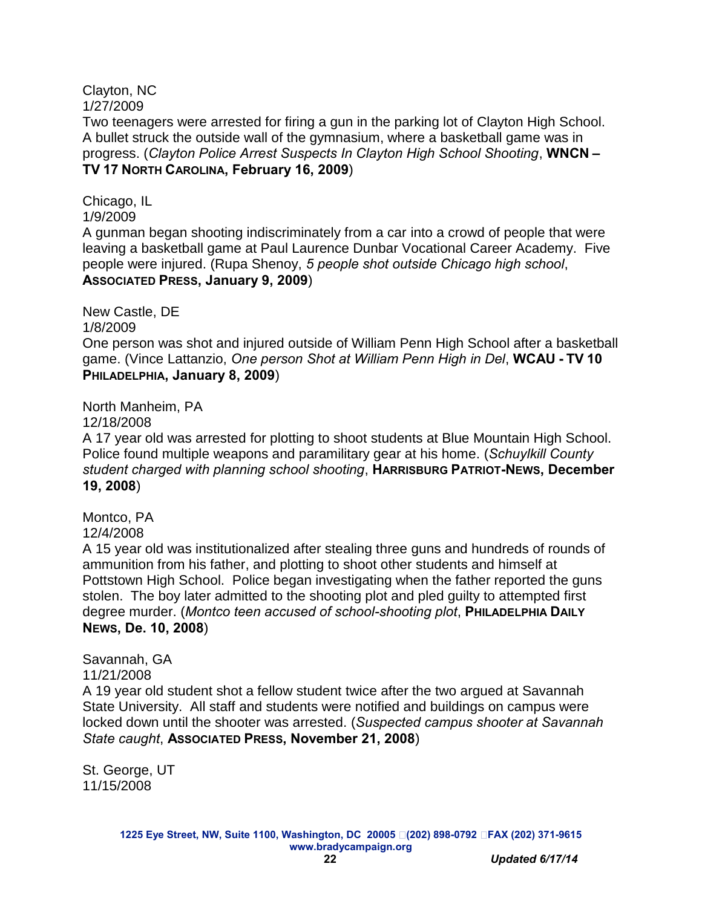Clayton, NC
1/27/2009
Two teenagers were arrested for firing a gun in the parking lot of Clayton High School. A bullet struck the outside wall of the gymnasium, where a basketball game was in progress. (*Clayton Police Arrest Suspects In Clayton High School Shooting*, **WNCN – TV 17 North Carolina, February 16, 2009**)

Chicago, IL
1/9/2009
A gunman began shooting indiscriminately from a car into a crowd of people that were leaving a basketball game at Paul Laurence Dunbar Vocational Career Academy. Five people were injured. (Rupa Shenoy, *5 people shot outside Chicago high school*, **Associated Press, January 9, 2009**)

New Castle, DE
1/8/2009
One person was shot and injured outside of William Penn High School after a basketball game. (Vince Lattanzio, *One person Shot at William Penn High in Del*, **WCAU - TV 10 Philadelphia, January 8, 2009**)

North Manheim, PA
12/18/2008
A 17 year old was arrested for plotting to shoot students at Blue Mountain High School. Police found multiple weapons and paramilitary gear at his home. (*Schuylkill County student charged with planning school shooting*, **Harrisburg Patriot-News, December 19, 2008**)

Montco, PA
12/4/2008
A 15 year old was institutionalized after stealing three guns and hundreds of rounds of ammunition from his father, and plotting to shoot other students and himself at Pottstown High School. Police began investigating when the father reported the guns stolen. The boy later admitted to the shooting plot and pled guilty to attempted first degree murder. (*Montco teen accused of school-shooting plot*, **Philadelphia Daily News, De. 10, 2008**)

Savannah, GA
11/21/2008
A 19 year old student shot a fellow student twice after the two argued at Savannah State University. All staff and students were notified and buildings on campus were locked down until the shooter was arrested. (*Suspected campus shooter at Savannah State caught*, **Associated Press, November 21, 2008**)

St. George, UT
11/15/2008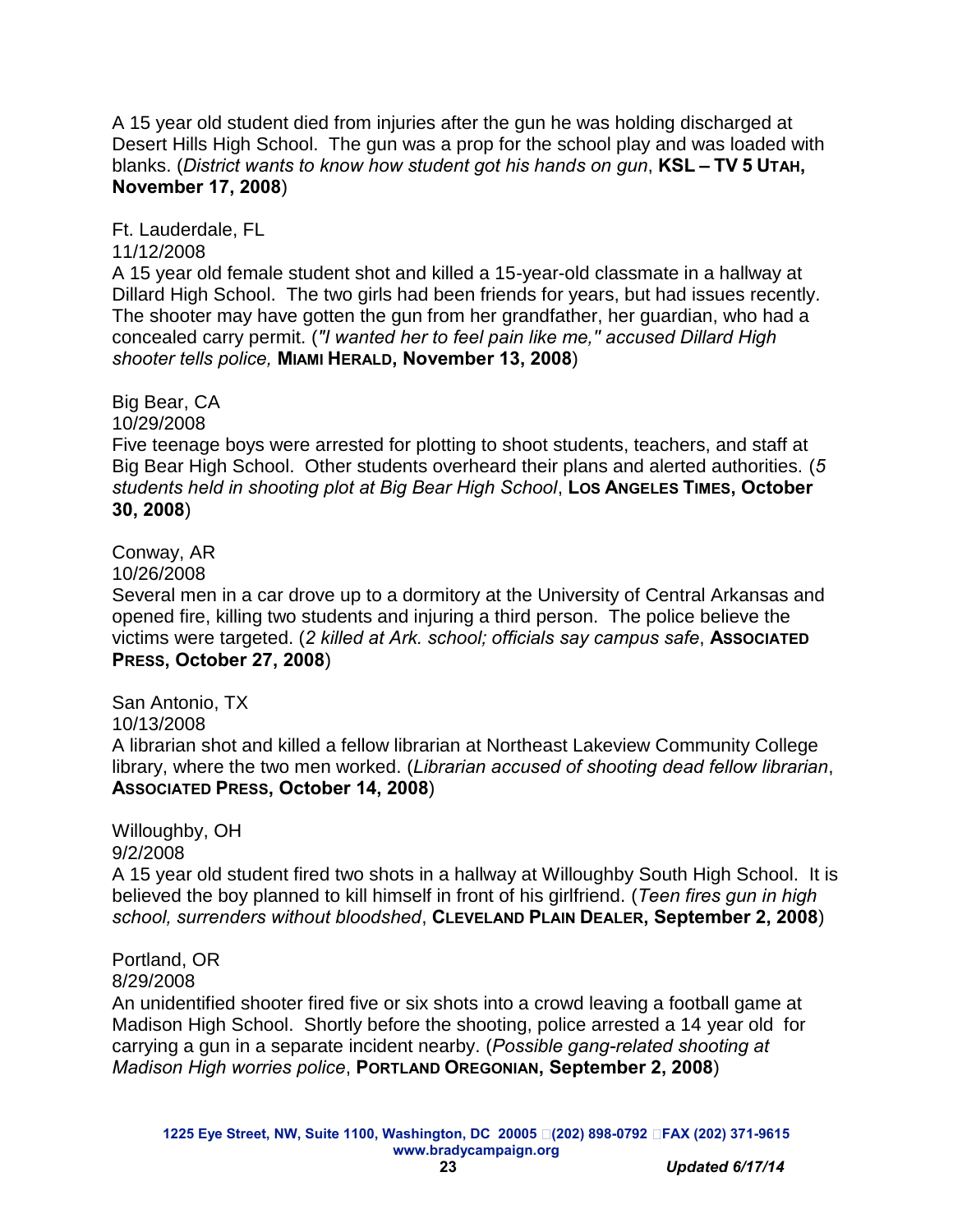A 15 year old student died from injuries after the gun he was holding discharged at Desert Hills High School. The gun was a prop for the school play and was loaded with blanks. (*District wants to know how student got his hands on gun*, **KSL – TV 5 UTAH, November 17, 2008**)

Ft. Lauderdale, FL
11/12/2008
A 15 year old female student shot and killed a 15-year-old classmate in a hallway at Dillard High School. The two girls had been friends for years, but had issues recently. The shooter may have gotten the gun from her grandfather, her guardian, who had a concealed carry permit. (*"I wanted her to feel pain like me," accused Dillard High shooter tells police,* **MIAMI HERALD, November 13, 2008**)

Big Bear, CA
10/29/2008
Five teenage boys were arrested for plotting to shoot students, teachers, and staff at Big Bear High School. Other students overheard their plans and alerted authorities. (*5 students held in shooting plot at Big Bear High School*, **LOS ANGELES TIMES, October 30, 2008**)

Conway, AR
10/26/2008
Several men in a car drove up to a dormitory at the University of Central Arkansas and opened fire, killing two students and injuring a third person. The police believe the victims were targeted. (*2 killed at Ark. school; officials say campus safe*, **ASSOCIATED PRESS, October 27, 2008**)

San Antonio, TX
10/13/2008
A librarian shot and killed a fellow librarian at Northeast Lakeview Community College library, where the two men worked. (*Librarian accused of shooting dead fellow librarian*, **ASSOCIATED PRESS, October 14, 2008**)

Willoughby, OH
9/2/2008
A 15 year old student fired two shots in a hallway at Willoughby South High School. It is believed the boy planned to kill himself in front of his girlfriend. (*Teen fires gun in high school, surrenders without bloodshed*, **CLEVELAND PLAIN DEALER, September 2, 2008**)

Portland, OR
8/29/2008
An unidentified shooter fired five or six shots into a crowd leaving a football game at Madison High School. Shortly before the shooting, police arrested a 14 year old for carrying a gun in a separate incident nearby. (*Possible gang-related shooting at Madison High worries police*, **PORTLAND OREGONIAN, September 2, 2008**)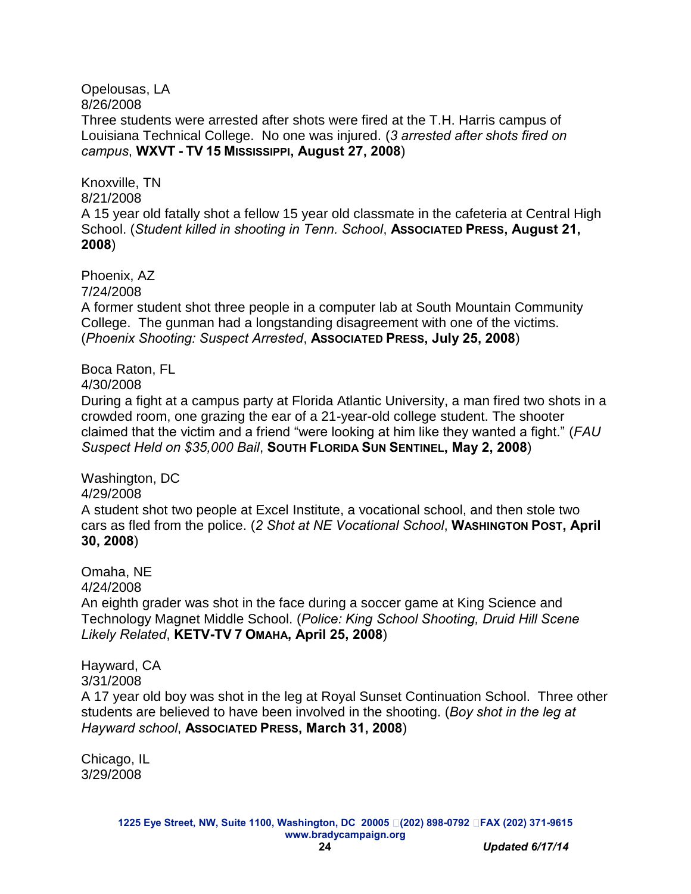Opelousas, LA
8/26/2008
Three students were arrested after shots were fired at the T.H. Harris campus of Louisiana Technical College. No one was injured. (*3 arrested after shots fired on campus*, **WXVT - TV 15 MISSISSIPPI, August 27, 2008**)

Knoxville, TN
8/21/2008
A 15 year old fatally shot a fellow 15 year old classmate in the cafeteria at Central High School. (*Student killed in shooting in Tenn. School*, **ASSOCIATED PRESS, August 21, 2008**)

Phoenix, AZ
7/24/2008
A former student shot three people in a computer lab at South Mountain Community College. The gunman had a longstanding disagreement with one of the victims. (*Phoenix Shooting: Suspect Arrested*, **ASSOCIATED PRESS, July 25, 2008**)

Boca Raton, FL
4/30/2008
During a fight at a campus party at Florida Atlantic University, a man fired two shots in a crowded room, one grazing the ear of a 21-year-old college student. The shooter claimed that the victim and a friend "were looking at him like they wanted a fight." (*FAU Suspect Held on $35,000 Bail*, **SOUTH FLORIDA SUN SENTINEL, May 2, 2008**)

Washington, DC
4/29/2008
A student shot two people at Excel Institute, a vocational school, and then stole two cars as fled from the police. (*2 Shot at NE Vocational School*, **WASHINGTON POST, April 30, 2008**)

Omaha, NE
4/24/2008
An eighth grader was shot in the face during a soccer game at King Science and Technology Magnet Middle School. (*Police: King School Shooting, Druid Hill Scene Likely Related*, **KETV-TV 7 OMAHA, April 25, 2008**)

Hayward, CA
3/31/2008
A 17 year old boy was shot in the leg at Royal Sunset Continuation School. Three other students are believed to have been involved in the shooting. (*Boy shot in the leg at Hayward school*, **ASSOCIATED PRESS, March 31, 2008**)

Chicago, IL
3/29/2008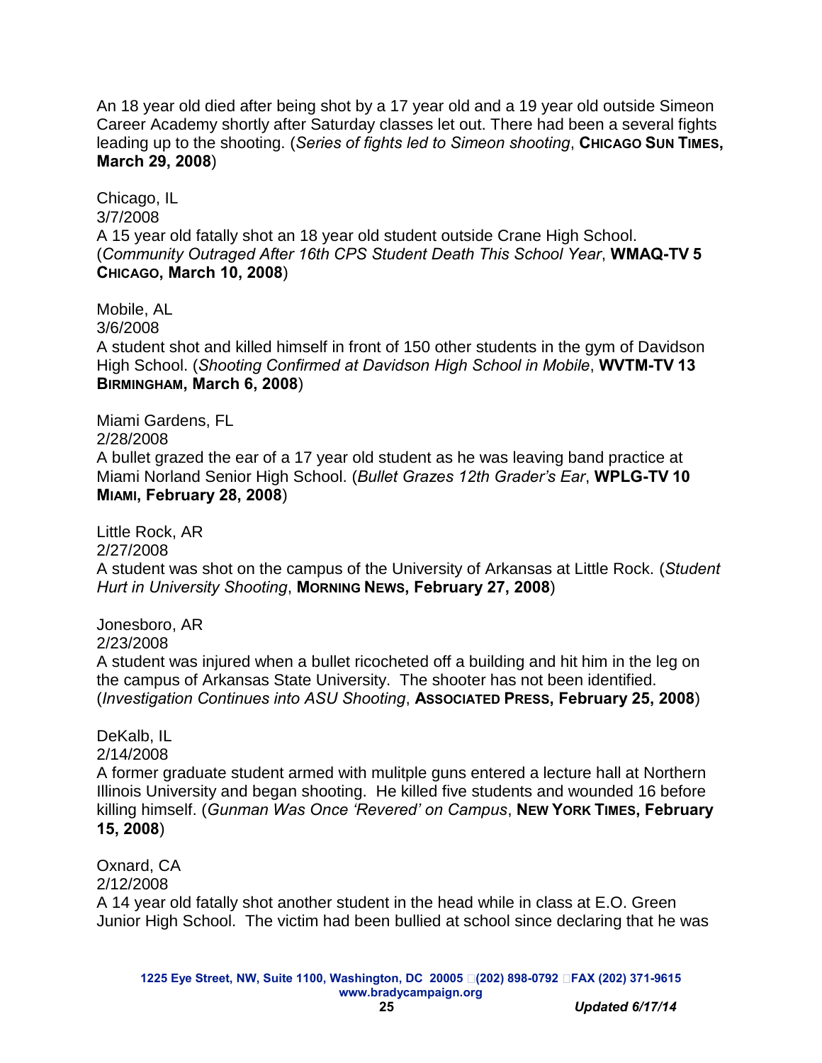An 18 year old died after being shot by a 17 year old and a 19 year old outside Simeon Career Academy shortly after Saturday classes let out. There had been a several fights leading up to the shooting. (*Series of fights led to Simeon shooting*, **CHICAGO SUN TIMES, March 29, 2008**)

Chicago, IL
3/7/2008
A 15 year old fatally shot an 18 year old student outside Crane High School. (*Community Outraged After 16th CPS Student Death This School Year*, **WMAQ-TV 5 CHICAGO, March 10, 2008**)

Mobile, AL
3/6/2008
A student shot and killed himself in front of 150 other students in the gym of Davidson High School. (*Shooting Confirmed at Davidson High School in Mobile*, **WVTM-TV 13 BIRMINGHAM, March 6, 2008**)

Miami Gardens, FL
2/28/2008
A bullet grazed the ear of a 17 year old student as he was leaving band practice at Miami Norland Senior High School. (*Bullet Grazes 12th Grader's Ear*, **WPLG-TV 10 MIAMI, February 28, 2008**)

Little Rock, AR
2/27/2008
A student was shot on the campus of the University of Arkansas at Little Rock. (*Student Hurt in University Shooting*, **MORNING NEWS, February 27, 2008**)

Jonesboro, AR
2/23/2008
A student was injured when a bullet ricocheted off a building and hit him in the leg on the campus of Arkansas State University. The shooter has not been identified. (*Investigation Continues into ASU Shooting*, **ASSOCIATED PRESS, February 25, 2008**)

DeKalb, IL
2/14/2008
A former graduate student armed with mulitple guns entered a lecture hall at Northern Illinois University and began shooting. He killed five students and wounded 16 before killing himself. (*Gunman Was Once 'Revered' on Campus*, **NEW YORK TIMES, February 15, 2008**)

Oxnard, CA
2/12/2008
A 14 year old fatally shot another student in the head while in class at E.O. Green Junior High School. The victim had been bullied at school since declaring that he was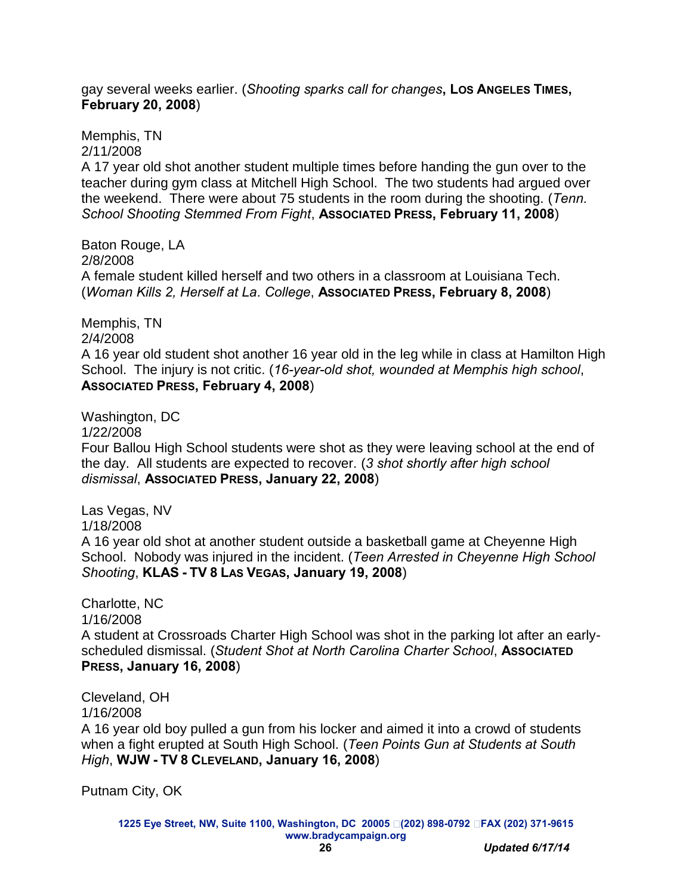gay several weeks earlier. (*Shooting sparks call for changes*, **Los Angeles Times, February 20, 2008**)

Memphis, TN
2/11/2008
A 17 year old shot another student multiple times before handing the gun over to the teacher during gym class at Mitchell High School. The two students had argued over the weekend. There were about 75 students in the room during the shooting. (*Tenn. School Shooting Stemmed From Fight*, **Associated Press, February 11, 2008**)

Baton Rouge, LA
2/8/2008
A female student killed herself and two others in a classroom at Louisiana Tech. (*Woman Kills 2, Herself at La. College*, **Associated Press, February 8, 2008**)

Memphis, TN
2/4/2008
A 16 year old student shot another 16 year old in the leg while in class at Hamilton High School. The injury is not critic. (*16-year-old shot, wounded at Memphis high school*, **Associated Press, February 4, 2008**)

Washington, DC
1/22/2008
Four Ballou High School students were shot as they were leaving school at the end of the day. All students are expected to recover. (*3 shot shortly after high school dismissal*, **Associated Press, January 22, 2008**)

Las Vegas, NV
1/18/2008
A 16 year old shot at another student outside a basketball game at Cheyenne High School. Nobody was injured in the incident. (*Teen Arrested in Cheyenne High School Shooting*, **KLAS - TV 8 Las Vegas, January 19, 2008**)

Charlotte, NC
1/16/2008
A student at Crossroads Charter High School was shot in the parking lot after an early-scheduled dismissal. (*Student Shot at North Carolina Charter School*, **Associated Press, January 16, 2008**)

Cleveland, OH
1/16/2008
A 16 year old boy pulled a gun from his locker and aimed it into a crowd of students when a fight erupted at South High School. (*Teen Points Gun at Students at South High*, **WJW - TV 8 Cleveland, January 16, 2008**)

Putnam City, OK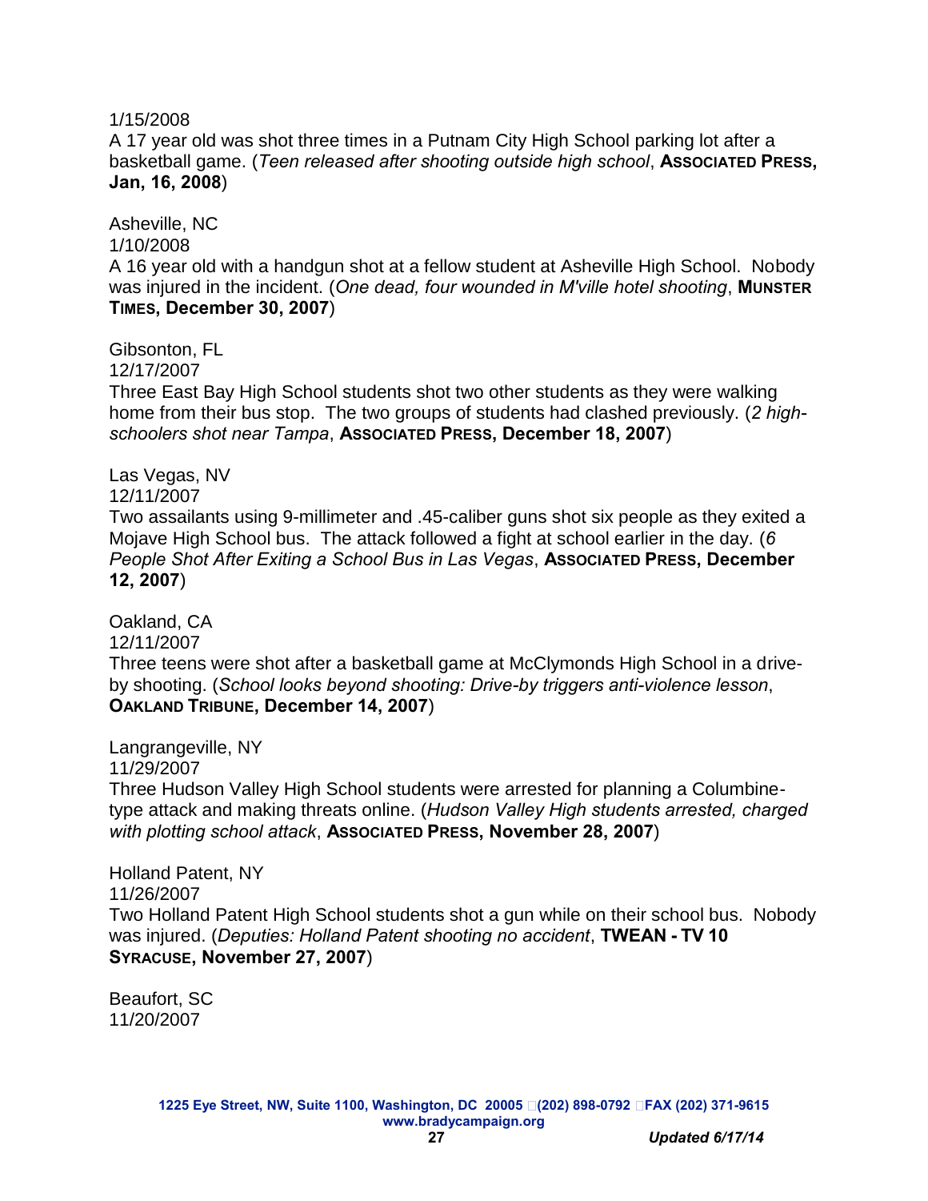1/15/2008
A 17 year old was shot three times in a Putnam City High School parking lot after a basketball game. (*Teen released after shooting outside high school*, **Associated Press, Jan, 16, 2008**)

Asheville, NC
1/10/2008
A 16 year old with a handgun shot at a fellow student at Asheville High School. Nobody was injured in the incident. (*One dead, four wounded in M'ville hotel shooting*, **Munster Times, December 30, 2007**)

Gibsonton, FL
12/17/2007
Three East Bay High School students shot two other students as they were walking home from their bus stop. The two groups of students had clashed previously. (*2 high-schoolers shot near Tampa*, **Associated Press, December 18, 2007**)

Las Vegas, NV
12/11/2007
Two assailants using 9-millimeter and .45-caliber guns shot six people as they exited a Mojave High School bus. The attack followed a fight at school earlier in the day. (*6 People Shot After Exiting a School Bus in Las Vegas*, **Associated Press, December 12, 2007**)

Oakland, CA
12/11/2007
Three teens were shot after a basketball game at McClymonds High School in a drive-by shooting. (*School looks beyond shooting: Drive-by triggers anti-violence lesson*, **Oakland Tribune, December 14, 2007**)

Langrangeville, NY
11/29/2007
Three Hudson Valley High School students were arrested for planning a Columbine-type attack and making threats online. (*Hudson Valley High students arrested, charged with plotting school attack*, **Associated Press, November 28, 2007**)

Holland Patent, NY
11/26/2007
Two Holland Patent High School students shot a gun while on their school bus. Nobody was injured. (*Deputies: Holland Patent shooting no accident*, **TWEAN - TV 10 Syracuse, November 27, 2007**)

Beaufort, SC
11/20/2007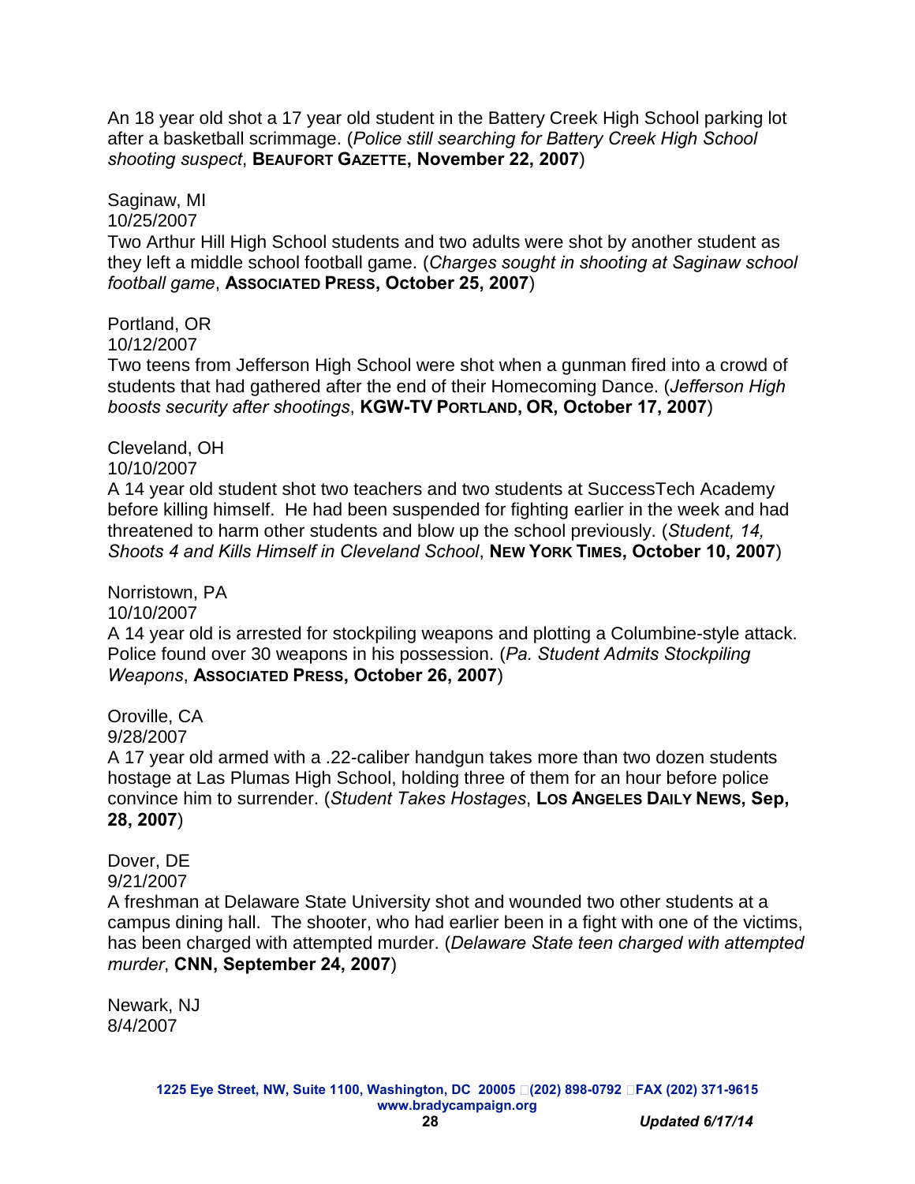An 18 year old shot a 17 year old student in the Battery Creek High School parking lot after a basketball scrimmage. (*Police still searching for Battery Creek High School shooting suspect*, **Beaufort Gazette, November 22, 2007**)

Saginaw, MI
10/25/2007
Two Arthur Hill High School students and two adults were shot by another student as they left a middle school football game. (*Charges sought in shooting at Saginaw school football game*, **Associated Press, October 25, 2007**)

Portland, OR
10/12/2007
Two teens from Jefferson High School were shot when a gunman fired into a crowd of students that had gathered after the end of their Homecoming Dance. (*Jefferson High boosts security after shootings*, **KGW-TV Portland, OR, October 17, 2007**)

Cleveland, OH
10/10/2007
A 14 year old student shot two teachers and two students at SuccessTech Academy before killing himself. He had been suspended for fighting earlier in the week and had threatened to harm other students and blow up the school previously. (*Student, 14, Shoots 4 and Kills Himself in Cleveland School*, **New York Times, October 10, 2007**)

Norristown, PA
10/10/2007
A 14 year old is arrested for stockpiling weapons and plotting a Columbine-style attack. Police found over 30 weapons in his possession. (*Pa. Student Admits Stockpiling Weapons*, **Associated Press, October 26, 2007**)

Oroville, CA
9/28/2007
A 17 year old armed with a .22-caliber handgun takes more than two dozen students hostage at Las Plumas High School, holding three of them for an hour before police convince him to surrender. (*Student Takes Hostages*, **Los Angeles Daily News, Sep, 28, 2007**)

Dover, DE
9/21/2007
A freshman at Delaware State University shot and wounded two other students at a campus dining hall. The shooter, who had earlier been in a fight with one of the victims, has been charged with attempted murder. (*Delaware State teen charged with attempted murder*, **CNN, September 24, 2007**)

Newark, NJ
8/4/2007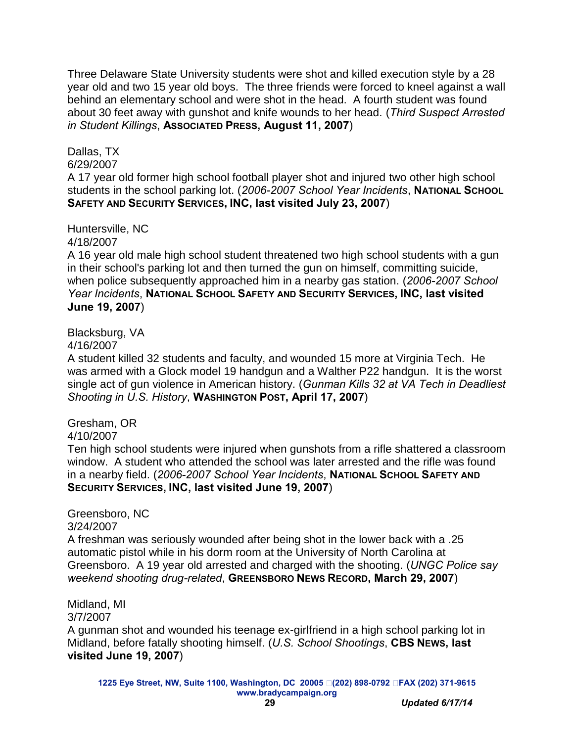Three Delaware State University students were shot and killed execution style by a 28 year old and two 15 year old boys. The three friends were forced to kneel against a wall behind an elementary school and were shot in the head. A fourth student was found about 30 feet away with gunshot and knife wounds to her head. (*Third Suspect Arrested in Student Killings*, **ASSOCIATED PRESS, August 11, 2007**)

Dallas, TX
6/29/2007
A 17 year old former high school football player shot and injured two other high school students in the school parking lot. (*2006-2007 School Year Incidents*, **NATIONAL SCHOOL SAFETY AND SECURITY SERVICES, INC, last visited July 23, 2007**)

Huntersville, NC
4/18/2007
A 16 year old male high school student threatened two high school students with a gun in their school's parking lot and then turned the gun on himself, committing suicide, when police subsequently approached him in a nearby gas station. (*2006-2007 School Year Incidents*, **NATIONAL SCHOOL SAFETY AND SECURITY SERVICES, INC, last visited June 19, 2007**)

Blacksburg, VA
4/16/2007
A student killed 32 students and faculty, and wounded 15 more at Virginia Tech. He was armed with a Glock model 19 handgun and a Walther P22 handgun. It is the worst single act of gun violence in American history. (*Gunman Kills 32 at VA Tech in Deadliest Shooting in U.S. History*, **WASHINGTON POST, April 17, 2007**)

Gresham, OR
4/10/2007
Ten high school students were injured when gunshots from a rifle shattered a classroom window. A student who attended the school was later arrested and the rifle was found in a nearby field. (*2006-2007 School Year Incidents*, **NATIONAL SCHOOL SAFETY AND SECURITY SERVICES, INC, last visited June 19, 2007**)

Greensboro, NC
3/24/2007
A freshman was seriously wounded after being shot in the lower back with a .25 automatic pistol while in his dorm room at the University of North Carolina at Greensboro. A 19 year old arrested and charged with the shooting. (*UNGC Police say weekend shooting drug-related*, **GREENSBORO NEWS RECORD, March 29, 2007**)

Midland, MI
3/7/2007
A gunman shot and wounded his teenage ex-girlfriend in a high school parking lot in Midland, before fatally shooting himself. (*U.S. School Shootings*, **CBS NEWS, last visited June 19, 2007**)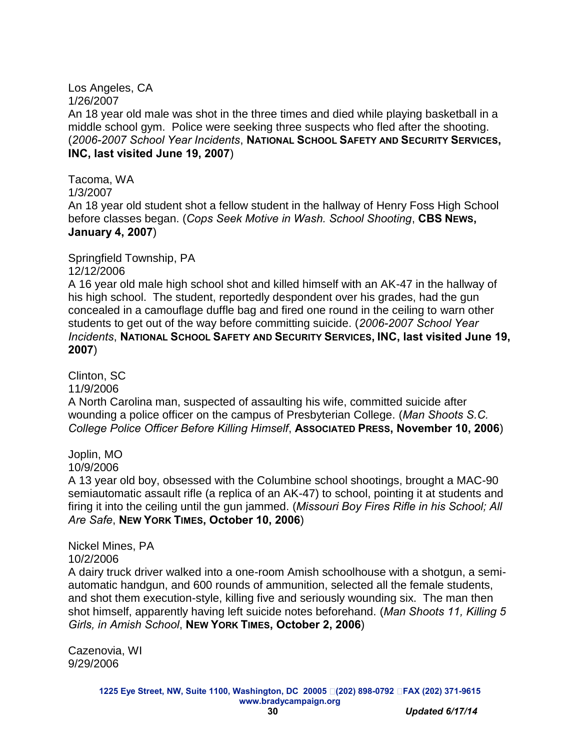Los Angeles, CA
1/26/2007
An 18 year old male was shot in the three times and died while playing basketball in a middle school gym. Police were seeking three suspects who fled after the shooting. (*2006-2007 School Year Incidents*, **National School Safety and Security Services, INC, last visited June 19, 2007**)

Tacoma, WA
1/3/2007
An 18 year old student shot a fellow student in the hallway of Henry Foss High School before classes began. (*Cops Seek Motive in Wash. School Shooting*, **CBS News, January 4, 2007**)

Springfield Township, PA
12/12/2006
A 16 year old male high school shot and killed himself with an AK-47 in the hallway of his high school. The student, reportedly despondent over his grades, had the gun concealed in a camouflage duffle bag and fired one round in the ceiling to warn other students to get out of the way before committing suicide. (*2006-2007 School Year Incidents*, **National School Safety and Security Services, INC, last visited June 19, 2007**)

Clinton, SC
11/9/2006
A North Carolina man, suspected of assaulting his wife, committed suicide after wounding a police officer on the campus of Presbyterian College. (*Man Shoots S.C. College Police Officer Before Killing Himself*, **Associated Press, November 10, 2006**)

Joplin, MO
10/9/2006
A 13 year old boy, obsessed with the Columbine school shootings, brought a MAC-90 semiautomatic assault rifle (a replica of an AK-47) to school, pointing it at students and firing it into the ceiling until the gun jammed. (*Missouri Boy Fires Rifle in his School; All Are Safe*, **New York Times, October 10, 2006**)

Nickel Mines, PA
10/2/2006
A dairy truck driver walked into a one-room Amish schoolhouse with a shotgun, a semi-automatic handgun, and 600 rounds of ammunition, selected all the female students, and shot them execution-style, killing five and seriously wounding six. The man then shot himself, apparently having left suicide notes beforehand. (*Man Shoots 11, Killing 5 Girls, in Amish School*, **New York Times, October 2, 2006**)

Cazenovia, WI
9/29/2006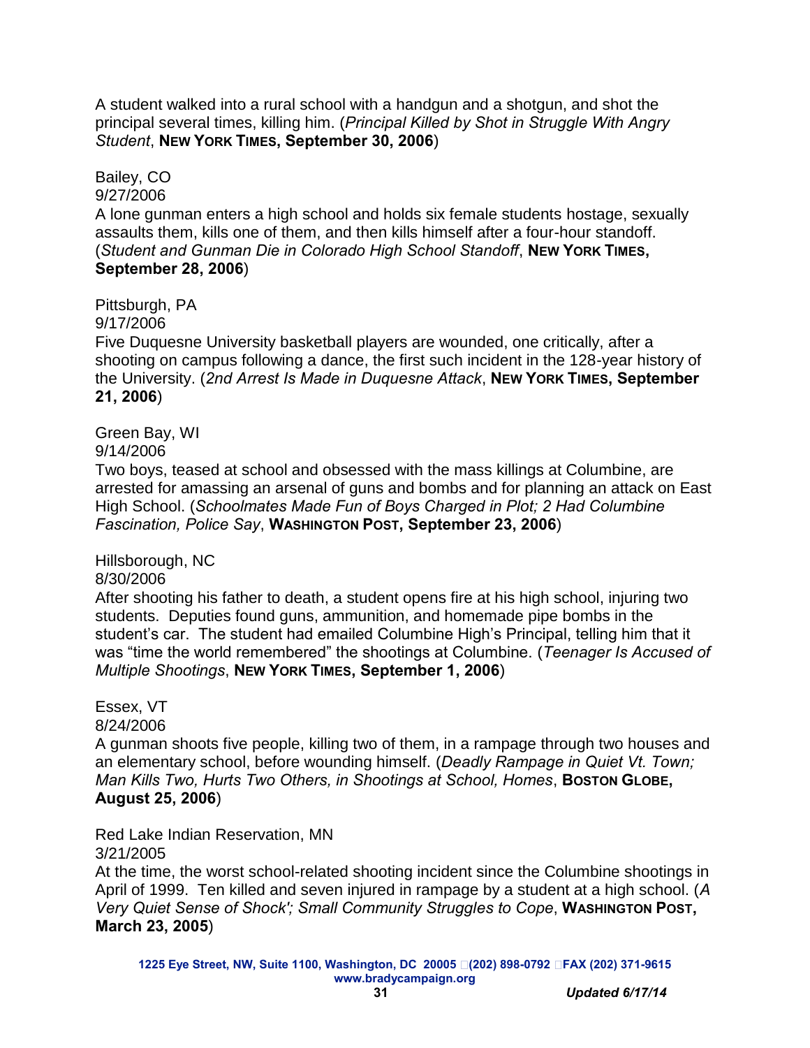A student walked into a rural school with a handgun and a shotgun, and shot the principal several times, killing him. (*Principal Killed by Shot in Struggle With Angry Student*, **New York Times, September 30, 2006**)

Bailey, CO
9/27/2006
A lone gunman enters a high school and holds six female students hostage, sexually assaults them, kills one of them, and then kills himself after a four-hour standoff. (*Student and Gunman Die in Colorado High School Standoff*, **New York Times, September 28, 2006**)

Pittsburgh, PA
9/17/2006
Five Duquesne University basketball players are wounded, one critically, after a shooting on campus following a dance, the first such incident in the 128-year history of the University. (*2nd Arrest Is Made in Duquesne Attack*, **New York Times, September 21, 2006**)

Green Bay, WI
9/14/2006
Two boys, teased at school and obsessed with the mass killings at Columbine, are arrested for amassing an arsenal of guns and bombs and for planning an attack on East High School. (*Schoolmates Made Fun of Boys Charged in Plot; 2 Had Columbine Fascination, Police Say*, **Washington Post, September 23, 2006**)

Hillsborough, NC
8/30/2006
After shooting his father to death, a student opens fire at his high school, injuring two students. Deputies found guns, ammunition, and homemade pipe bombs in the student's car. The student had emailed Columbine High's Principal, telling him that it was "time the world remembered" the shootings at Columbine. (*Teenager Is Accused of Multiple Shootings*, **New York Times, September 1, 2006**)

Essex, VT
8/24/2006
A gunman shoots five people, killing two of them, in a rampage through two houses and an elementary school, before wounding himself. (*Deadly Rampage in Quiet Vt. Town; Man Kills Two, Hurts Two Others, in Shootings at School, Homes*, **Boston Globe, August 25, 2006**)

Red Lake Indian Reservation, MN
3/21/2005
At the time, the worst school-related shooting incident since the Columbine shootings in April of 1999. Ten killed and seven injured in rampage by a student at a high school. (*A Very Quiet Sense of Shock'; Small Community Struggles to Cope*, **Washington Post, March 23, 2005**)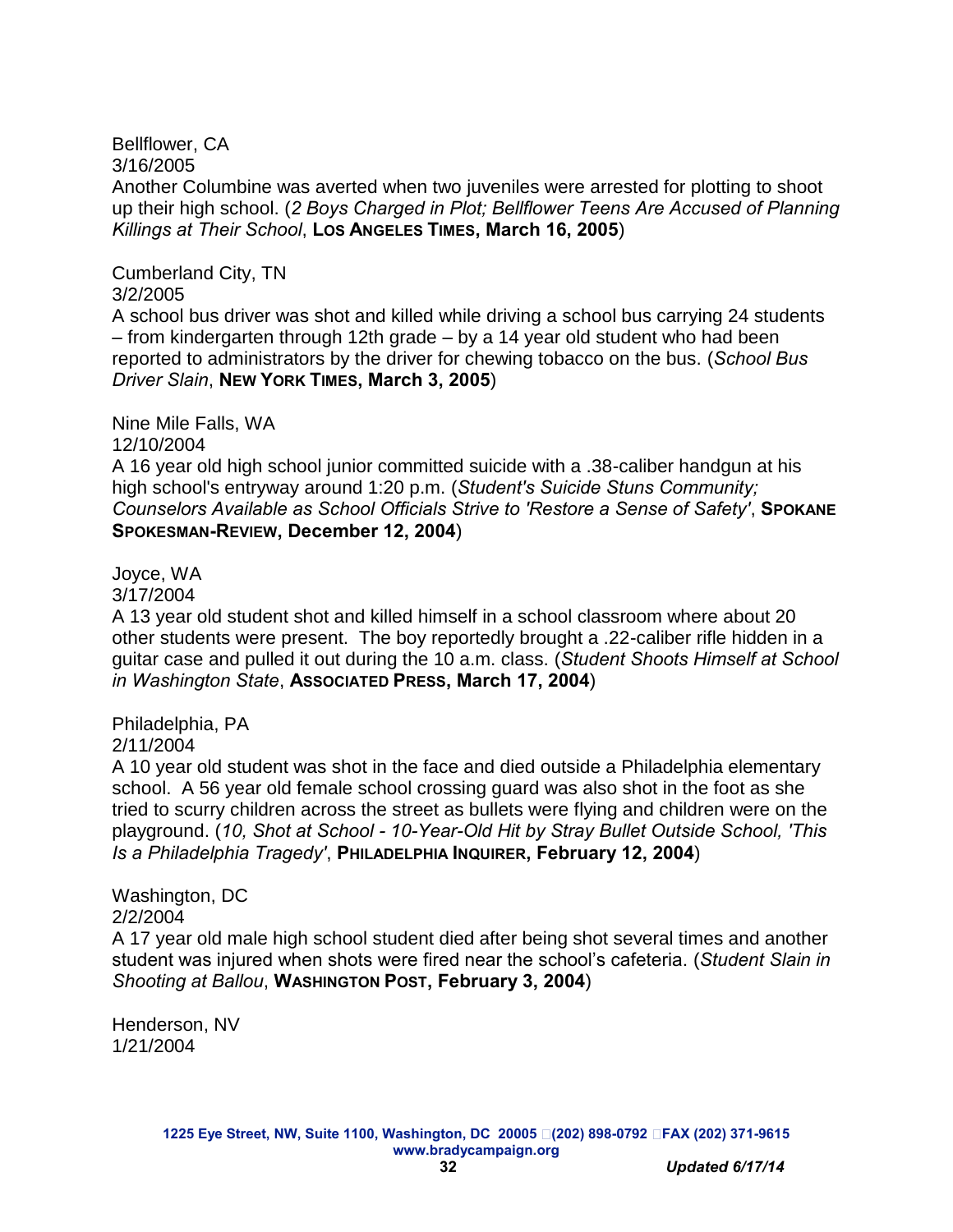Bellflower, CA
3/16/2005
Another Columbine was averted when two juveniles were arrested for plotting to shoot up their high school. (*2 Boys Charged in Plot; Bellflower Teens Are Accused of Planning Killings at Their School*, **LOS ANGELES TIMES, March 16, 2005**)

Cumberland City, TN
3/2/2005
A school bus driver was shot and killed while driving a school bus carrying 24 students – from kindergarten through 12th grade – by a 14 year old student who had been reported to administrators by the driver for chewing tobacco on the bus. (*School Bus Driver Slain*, **NEW YORK TIMES, March 3, 2005**)

Nine Mile Falls, WA
12/10/2004
A 16 year old high school junior committed suicide with a .38-caliber handgun at his high school's entryway around 1:20 p.m. (*Student's Suicide Stuns Community; Counselors Available as School Officials Strive to 'Restore a Sense of Safety'*, **SPOKANE SPOKESMAN-REVIEW, December 12, 2004**)

Joyce, WA
3/17/2004
A 13 year old student shot and killed himself in a school classroom where about 20 other students were present. The boy reportedly brought a .22-caliber rifle hidden in a guitar case and pulled it out during the 10 a.m. class. (*Student Shoots Himself at School in Washington State*, **ASSOCIATED PRESS, March 17, 2004**)

Philadelphia, PA
2/11/2004
A 10 year old student was shot in the face and died outside a Philadelphia elementary school. A 56 year old female school crossing guard was also shot in the foot as she tried to scurry children across the street as bullets were flying and children were on the playground. (*10, Shot at School - 10-Year-Old Hit by Stray Bullet Outside School, 'This Is a Philadelphia Tragedy'*, **PHILADELPHIA INQUIRER, February 12, 2004**)

Washington, DC
2/2/2004
A 17 year old male high school student died after being shot several times and another student was injured when shots were fired near the school's cafeteria. (*Student Slain in Shooting at Ballou*, **WASHINGTON POST, February 3, 2004**)

Henderson, NV
1/21/2004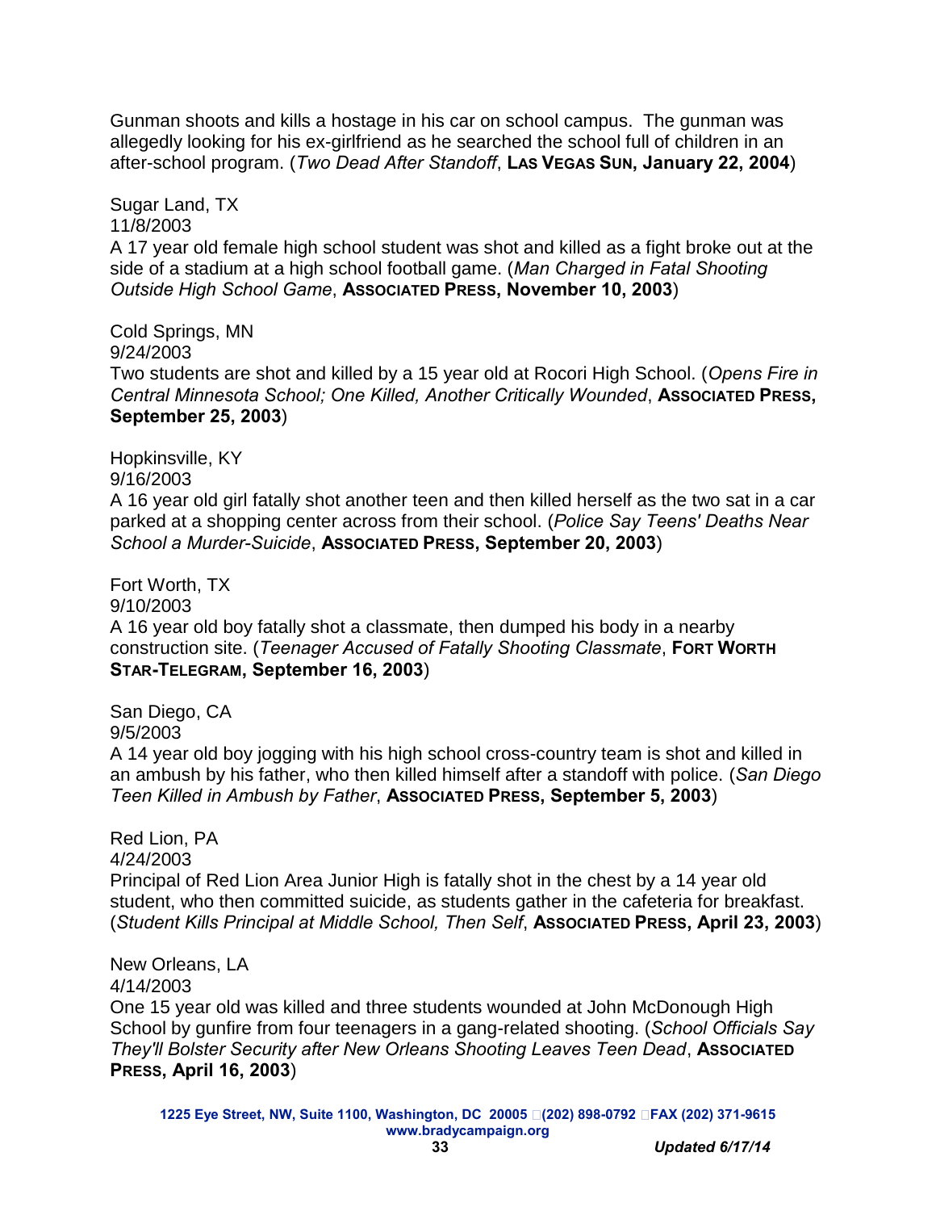Gunman shoots and kills a hostage in his car on school campus. The gunman was allegedly looking for his ex-girlfriend as he searched the school full of children in an after-school program. (*Two Dead After Standoff*, **Las Vegas Sun, January 22, 2004**)

Sugar Land, TX
11/8/2003
A 17 year old female high school student was shot and killed as a fight broke out at the side of a stadium at a high school football game. (*Man Charged in Fatal Shooting Outside High School Game*, **Associated Press, November 10, 2003**)

Cold Springs, MN
9/24/2003
Two students are shot and killed by a 15 year old at Rocori High School. (*Opens Fire in Central Minnesota School; One Killed, Another Critically Wounded*, **Associated Press, September 25, 2003**)

Hopkinsville, KY
9/16/2003
A 16 year old girl fatally shot another teen and then killed herself as the two sat in a car parked at a shopping center across from their school. (*Police Say Teens' Deaths Near School a Murder-Suicide*, **Associated Press, September 20, 2003**)

Fort Worth, TX
9/10/2003
A 16 year old boy fatally shot a classmate, then dumped his body in a nearby construction site. (*Teenager Accused of Fatally Shooting Classmate*, **Fort Worth Star-Telegram, September 16, 2003**)

San Diego, CA
9/5/2003
A 14 year old boy jogging with his high school cross-country team is shot and killed in an ambush by his father, who then killed himself after a standoff with police. (*San Diego Teen Killed in Ambush by Father*, **Associated Press, September 5, 2003**)

Red Lion, PA
4/24/2003
Principal of Red Lion Area Junior High is fatally shot in the chest by a 14 year old student, who then committed suicide, as students gather in the cafeteria for breakfast. (*Student Kills Principal at Middle School, Then Self*, **Associated Press, April 23, 2003**)

New Orleans, LA
4/14/2003
One 15 year old was killed and three students wounded at John McDonough High School by gunfire from four teenagers in a gang-related shooting. (*School Officials Say They'll Bolster Security after New Orleans Shooting Leaves Teen Dead*, **Associated Press, April 16, 2003**)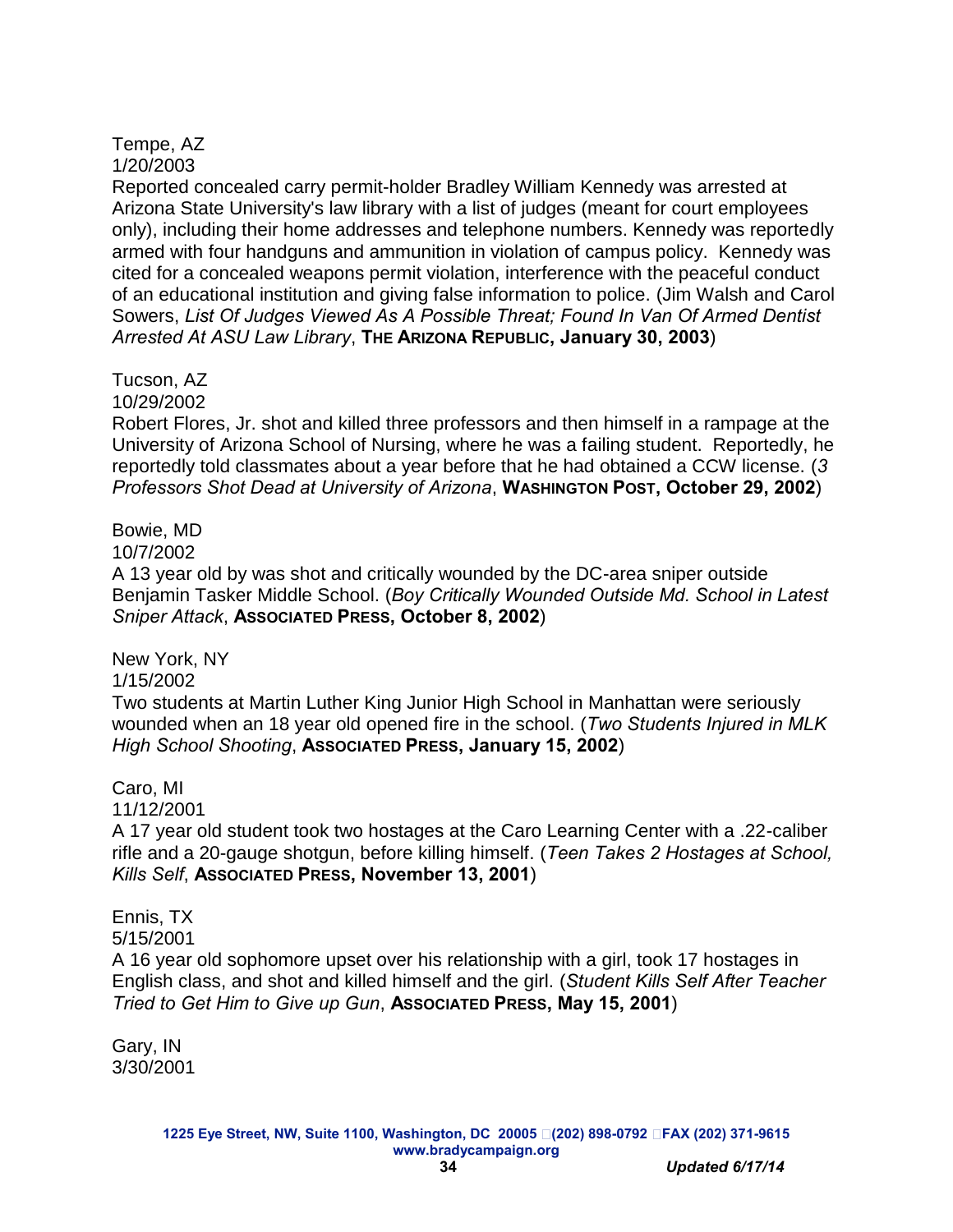Tempe, AZ
1/20/2003
Reported concealed carry permit-holder Bradley William Kennedy was arrested at Arizona State University's law library with a list of judges (meant for court employees only), including their home addresses and telephone numbers. Kennedy was reportedly armed with four handguns and ammunition in violation of campus policy. Kennedy was cited for a concealed weapons permit violation, interference with the peaceful conduct of an educational institution and giving false information to police. (Jim Walsh and Carol Sowers, *List Of Judges Viewed As A Possible Threat; Found In Van Of Armed Dentist Arrested At ASU Law Library*, **The Arizona Republic, January 30, 2003**)

Tucson, AZ
10/29/2002
Robert Flores, Jr. shot and killed three professors and then himself in a rampage at the University of Arizona School of Nursing, where he was a failing student. Reportedly, he reportedly told classmates about a year before that he had obtained a CCW license. (*3 Professors Shot Dead at University of Arizona*, **Washington Post, October 29, 2002**)

Bowie, MD
10/7/2002
A 13 year old by was shot and critically wounded by the DC-area sniper outside Benjamin Tasker Middle School. (*Boy Critically Wounded Outside Md. School in Latest Sniper Attack*, **Associated Press, October 8, 2002**)

New York, NY
1/15/2002
Two students at Martin Luther King Junior High School in Manhattan were seriously wounded when an 18 year old opened fire in the school. (*Two Students Injured in MLK High School Shooting*, **Associated Press, January 15, 2002**)

Caro, MI
11/12/2001
A 17 year old student took two hostages at the Caro Learning Center with a .22-caliber rifle and a 20-gauge shotgun, before killing himself. (*Teen Takes 2 Hostages at School, Kills Self*, **Associated Press, November 13, 2001**)

Ennis, TX
5/15/2001
A 16 year old sophomore upset over his relationship with a girl, took 17 hostages in English class, and shot and killed himself and the girl. (*Student Kills Self After Teacher Tried to Get Him to Give up Gun*, **Associated Press, May 15, 2001**)

Gary, IN
3/30/2001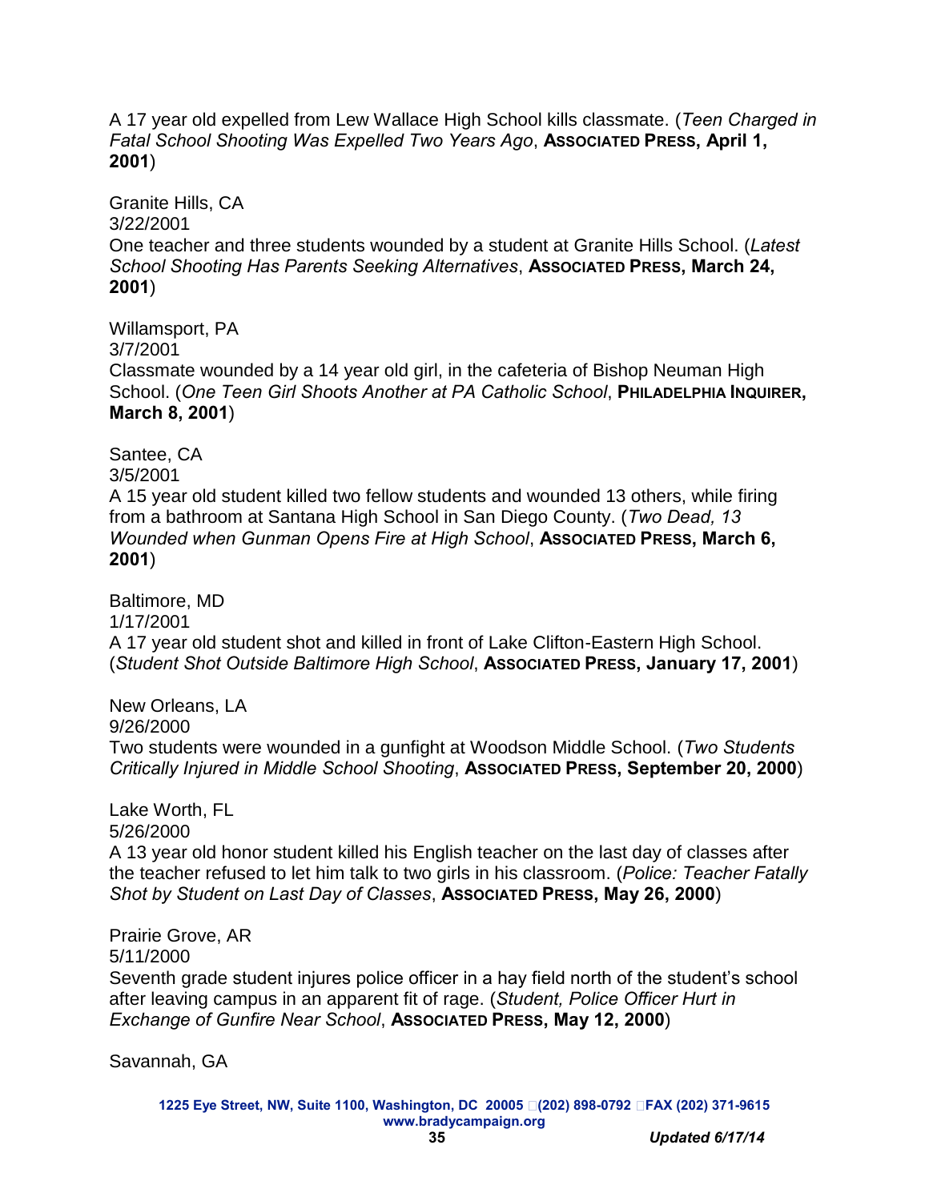A 17 year old expelled from Lew Wallace High School kills classmate. (*Teen Charged in Fatal School Shooting Was Expelled Two Years Ago*, **Associated Press, April 1, 2001**)

Granite Hills, CA
3/22/2001
One teacher and three students wounded by a student at Granite Hills School. (*Latest School Shooting Has Parents Seeking Alternatives*, **Associated Press, March 24, 2001**)

Willamsport, PA
3/7/2001
Classmate wounded by a 14 year old girl, in the cafeteria of Bishop Neuman High School. (*One Teen Girl Shoots Another at PA Catholic School*, **Philadelphia Inquirer, March 8, 2001**)

Santee, CA
3/5/2001
A 15 year old student killed two fellow students and wounded 13 others, while firing from a bathroom at Santana High School in San Diego County. (*Two Dead, 13 Wounded when Gunman Opens Fire at High School*, **Associated Press, March 6, 2001**)

Baltimore, MD
1/17/2001
A 17 year old student shot and killed in front of Lake Clifton-Eastern High School. (*Student Shot Outside Baltimore High School*, **Associated Press, January 17, 2001**)

New Orleans, LA
9/26/2000
Two students were wounded in a gunfight at Woodson Middle School. (*Two Students Critically Injured in Middle School Shooting*, **Associated Press, September 20, 2000**)

Lake Worth, FL
5/26/2000
A 13 year old honor student killed his English teacher on the last day of classes after the teacher refused to let him talk to two girls in his classroom. (*Police: Teacher Fatally Shot by Student on Last Day of Classes*, **Associated Press, May 26, 2000**)

Prairie Grove, AR
5/11/2000
Seventh grade student injures police officer in a hay field north of the student's school after leaving campus in an apparent fit of rage. (*Student, Police Officer Hurt in Exchange of Gunfire Near School*, **Associated Press, May 12, 2000**)

Savannah, GA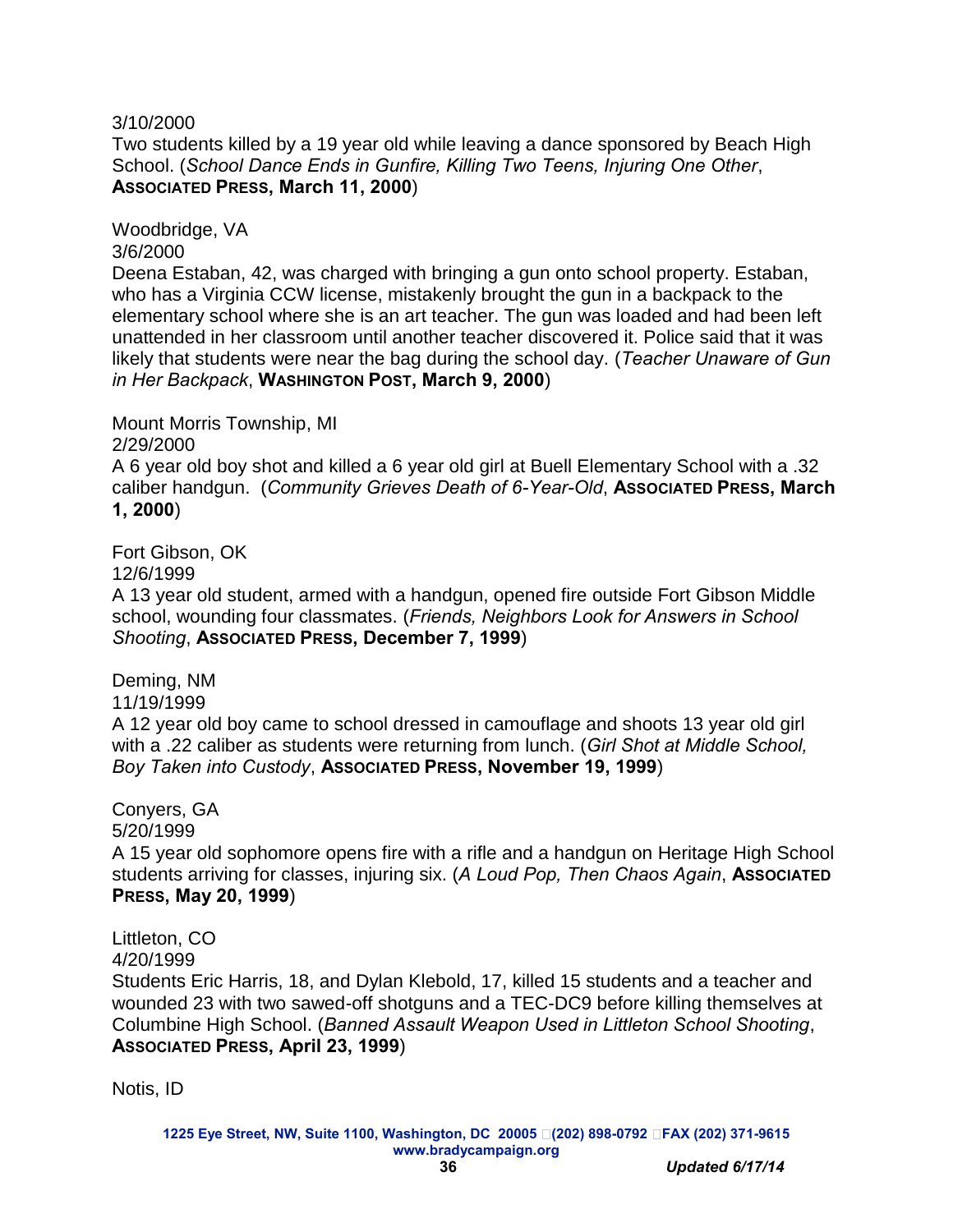3/10/2000
Two students killed by a 19 year old while leaving a dance sponsored by Beach High School. (*School Dance Ends in Gunfire, Killing Two Teens, Injuring One Other*, **Associated Press, March 11, 2000**)

Woodbridge, VA
3/6/2000
Deena Estaban, 42, was charged with bringing a gun onto school property. Estaban, who has a Virginia CCW license, mistakenly brought the gun in a backpack to the elementary school where she is an art teacher. The gun was loaded and had been left unattended in her classroom until another teacher discovered it. Police said that it was likely that students were near the bag during the school day. (*Teacher Unaware of Gun in Her Backpack*, **Washington Post, March 9, 2000**)

Mount Morris Township, MI
2/29/2000
A 6 year old boy shot and killed a 6 year old girl at Buell Elementary School with a .32 caliber handgun. (*Community Grieves Death of 6-Year-Old*, **Associated Press, March 1, 2000**)

Fort Gibson, OK
12/6/1999
A 13 year old student, armed with a handgun, opened fire outside Fort Gibson Middle school, wounding four classmates. (*Friends, Neighbors Look for Answers in School Shooting*, **Associated Press, December 7, 1999**)

Deming, NM
11/19/1999
A 12 year old boy came to school dressed in camouflage and shoots 13 year old girl with a .22 caliber as students were returning from lunch. (*Girl Shot at Middle School, Boy Taken into Custody*, **Associated Press, November 19, 1999**)

Conyers, GA
5/20/1999
A 15 year old sophomore opens fire with a rifle and a handgun on Heritage High School students arriving for classes, injuring six. (*A Loud Pop, Then Chaos Again*, **Associated Press, May 20, 1999**)

Littleton, CO
4/20/1999
Students Eric Harris, 18, and Dylan Klebold, 17, killed 15 students and a teacher and wounded 23 with two sawed-off shotguns and a TEC-DC9 before killing themselves at Columbine High School. (*Banned Assault Weapon Used in Littleton School Shooting*, **Associated Press, April 23, 1999**)

Notis, ID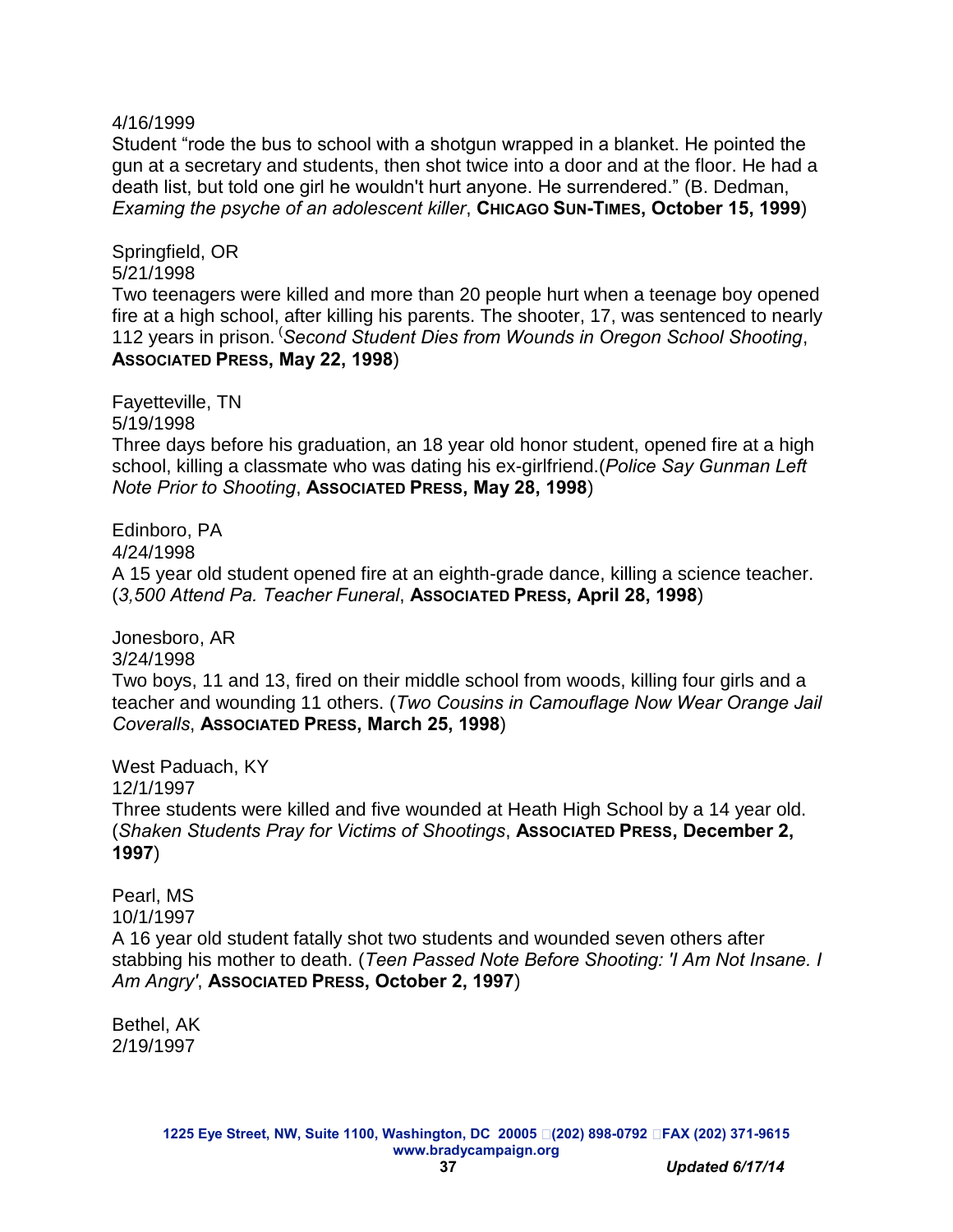4/16/1999

Student “rode the bus to school with a shotgun wrapped in a blanket. He pointed the gun at a secretary and students, then shot twice into a door and at the floor. He had a death list, but told one girl he wouldn't hurt anyone. He surrendered.” (B. Dedman, *Examing the psyche of an adolescent killer*, **CHICAGO SUN-TIMES, October 15, 1999**)

Springfield, OR

5/21/1998

Two teenagers were killed and more than 20 people hurt when a teenage boy opened fire at a high school, after killing his parents. The shooter, 17, was sentenced to nearly 112 years in prison. (*Second Student Dies from Wounds in Oregon School Shooting*, **ASSOCIATED PRESS, May 22, 1998**)

Fayetteville, TN

5/19/1998

Three days before his graduation, an 18 year old honor student, opened fire at a high school, killing a classmate who was dating his ex-girlfriend.(*Police Say Gunman Left Note Prior to Shooting*, **ASSOCIATED PRESS, May 28, 1998**)

Edinboro, PA

4/24/1998

A 15 year old student opened fire at an eighth-grade dance, killing a science teacher. (*3,500 Attend Pa. Teacher Funeral*, **ASSOCIATED PRESS, April 28, 1998**)

Jonesboro, AR

3/24/1998

Two boys, 11 and 13, fired on their middle school from woods, killing four girls and a teacher and wounding 11 others. (*Two Cousins in Camouflage Now Wear Orange Jail Coveralls*, **ASSOCIATED PRESS, March 25, 1998**)

West Paduach, KY

12/1/1997

Three students were killed and five wounded at Heath High School by a 14 year old. (*Shaken Students Pray for Victims of Shootings*, **ASSOCIATED PRESS, December 2, 1997**)

Pearl, MS

10/1/1997

A 16 year old student fatally shot two students and wounded seven others after stabbing his mother to death. (*Teen Passed Note Before Shooting: 'I Am Not Insane. I Am Angry'*, **ASSOCIATED PRESS, October 2, 1997**)

Bethel, AK

2/19/1997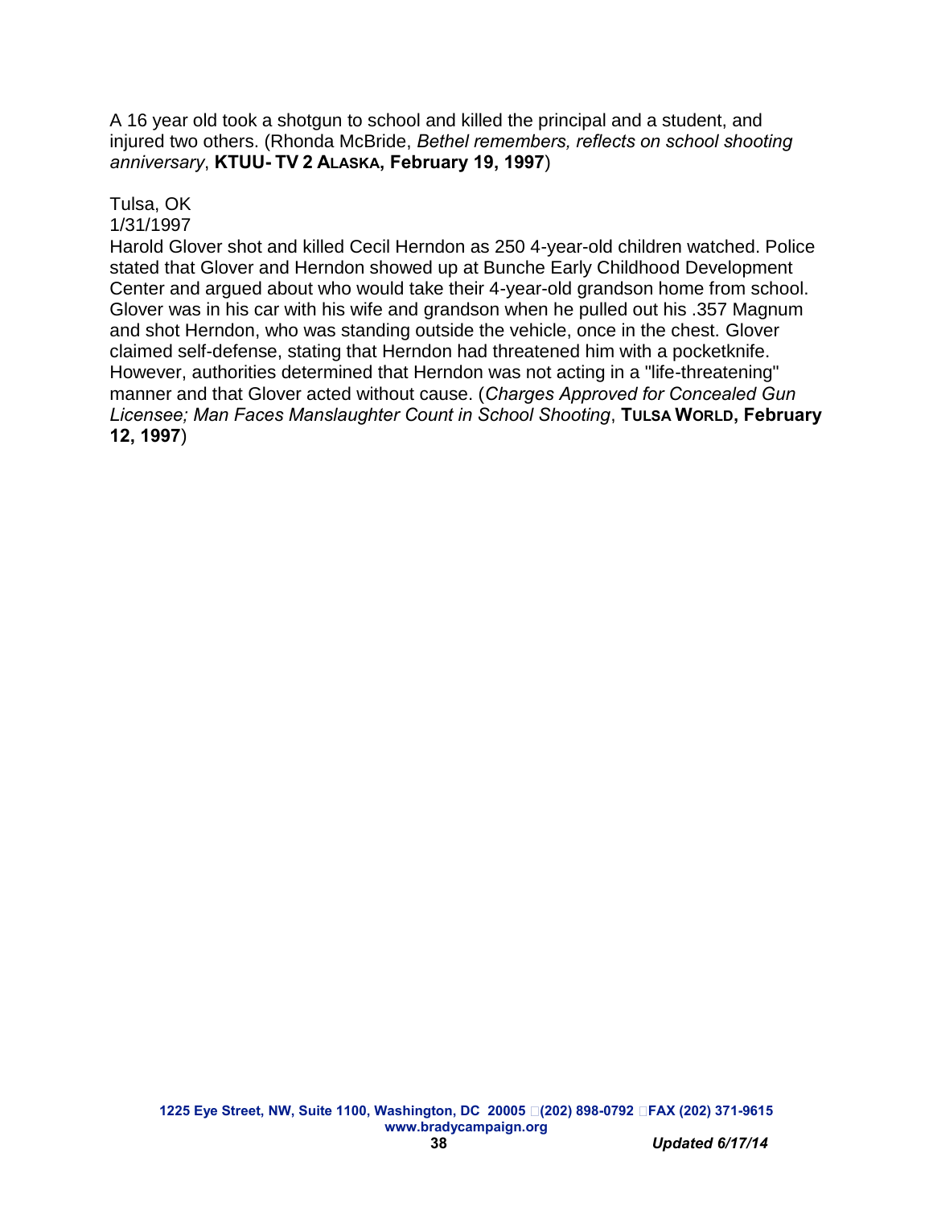A 16 year old took a shotgun to school and killed the principal and a student, and injured two others. (Rhonda McBride, *Bethel remembers, reflects on school shooting anniversary*, **KTUU- TV 2 ALASKA, February 19, 1997**)

Tulsa, OK
1/31/1997
Harold Glover shot and killed Cecil Herndon as 250 4-year-old children watched. Police stated that Glover and Herndon showed up at Bunche Early Childhood Development Center and argued about who would take their 4-year-old grandson home from school. Glover was in his car with his wife and grandson when he pulled out his .357 Magnum and shot Herndon, who was standing outside the vehicle, once in the chest. Glover claimed self-defense, stating that Herndon had threatened him with a pocketknife. However, authorities determined that Herndon was not acting in a "life-threatening" manner and that Glover acted without cause. (*Charges Approved for Concealed Gun Licensee; Man Faces Manslaughter Count in School Shooting*, **TULSA WORLD, February 12, 1997**)